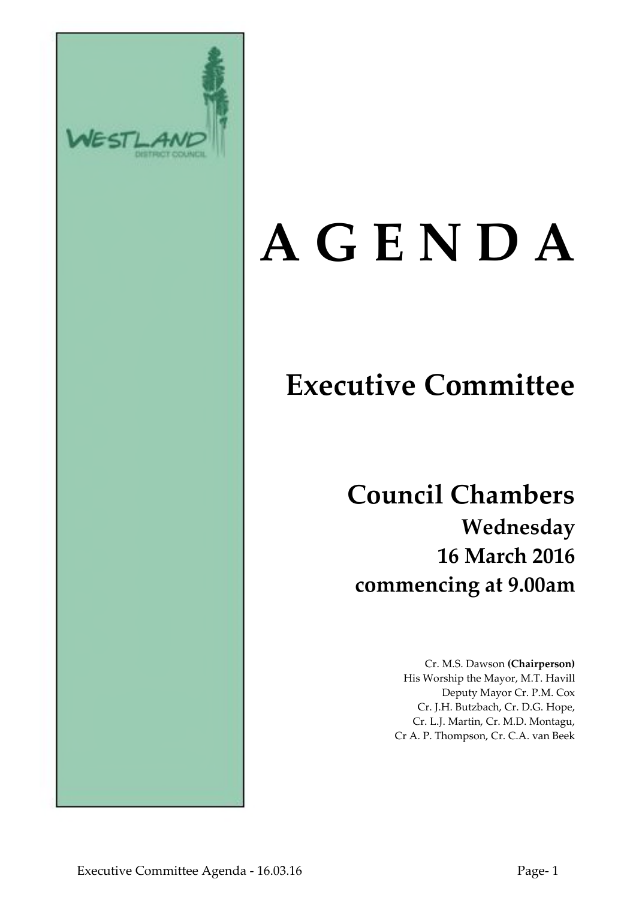# A G E N D A

## Executive Committee

## Council Chambers

### Wednesday
### 16 March 2016
### commencing at 9.00am

Cr. M.S. Dawson **(Chairperson)**
His Worship the Mayor, M.T. Havill
Deputy Mayor Cr. P.M. Cox
Cr. J.H. Butzbach, Cr. D.G. Hope,
Cr. L.J. Martin, Cr. M.D. Montagu,
Cr A. P. Thompson, Cr. C.A. van Beek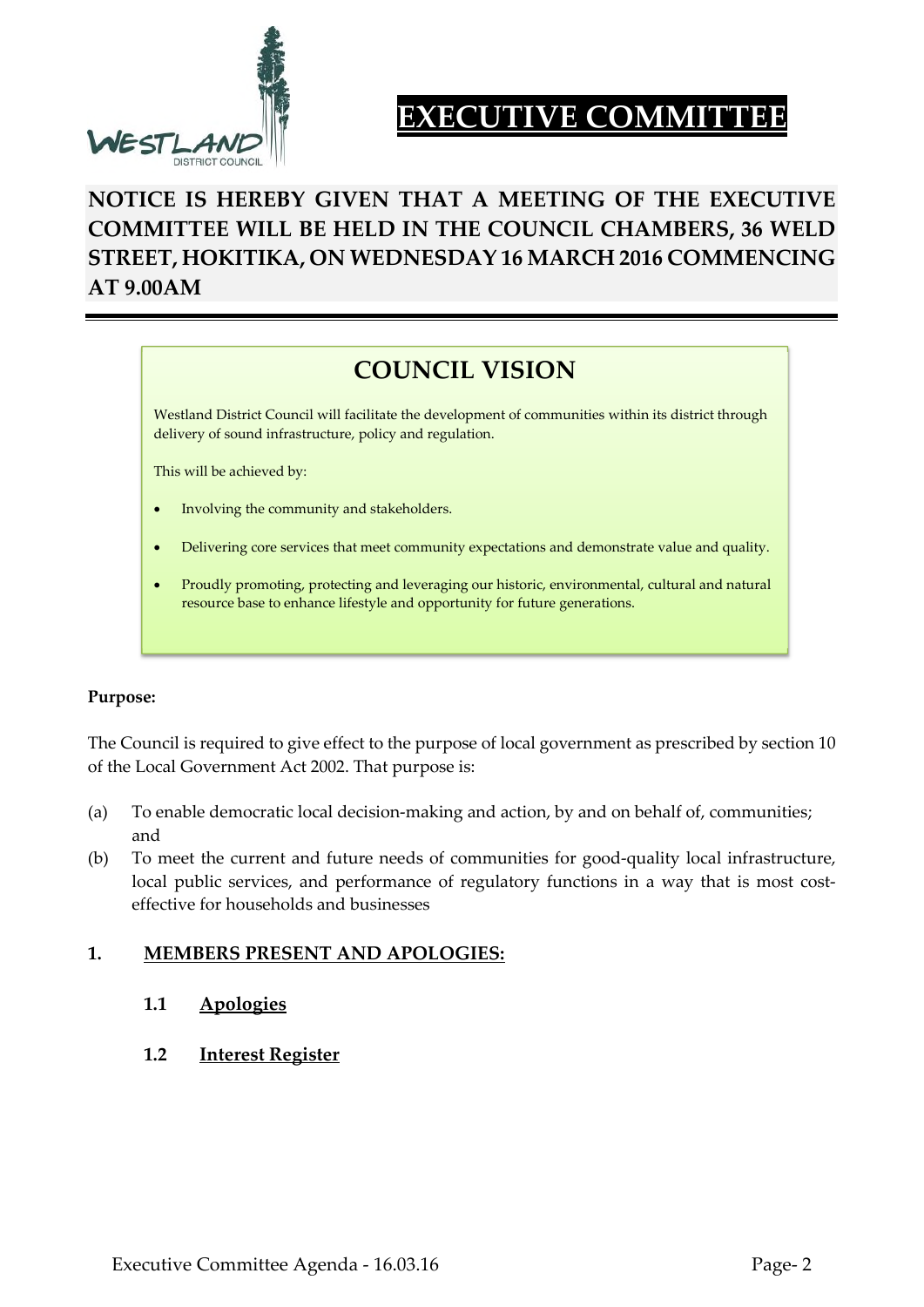# EXECUTIVE COMMITTEE

**NOTICE IS HEREBY GIVEN THAT A MEETING OF THE EXECUTIVE COMMITTEE WILL BE HELD IN THE COUNCIL CHAMBERS, 36 WELD STREET, HOKITIKA, ON WEDNESDAY 16 MARCH 2016 COMMENCING AT 9.00AM**

## COUNCIL VISION

Westland District Council will facilitate the development of communities within its district through delivery of sound infrastructure, policy and regulation.

This will be achieved by:

- Involving the community and stakeholders.
- Delivering core services that meet community expectations and demonstrate value and quality.
- Proudly promoting, protecting and leveraging our historic, environmental, cultural and natural resource base to enhance lifestyle and opportunity for future generations.

**Purpose:**

The Council is required to give effect to the purpose of local government as prescribed by section 10 of the Local Government Act 2002. That purpose is:

(a) To enable democratic local decision-making and action, by and on behalf of, communities; and

(b) To meet the current and future needs of communities for good-quality local infrastructure, local public services, and performance of regulatory functions in a way that is most cost-effective for households and businesses

## 1. MEMBERS PRESENT AND APOLOGIES:

### 1.1 Apologies

### 1.2 Interest Register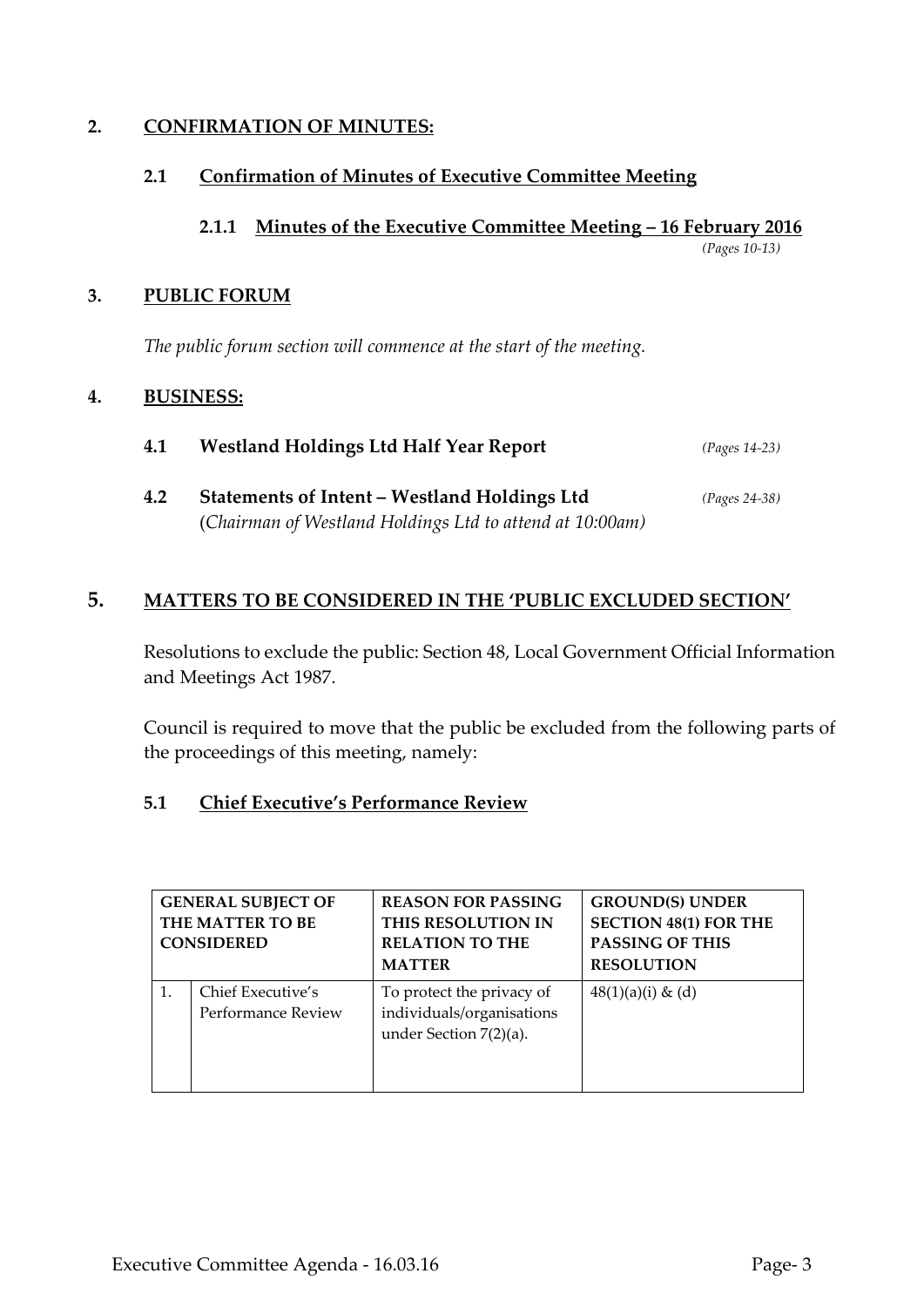## 2. CONFIRMATION OF MINUTES:

### 2.1 Confirmation of Minutes of Executive Committee Meeting

#### 2.1.1 Minutes of the Executive Committee Meeting – 16 February 2016

*(Pages 10-13)*

## 3. PUBLIC FORUM

*The public forum section will commence at the start of the meeting.*

## 4. BUSINESS:

**4.1 Westland Holdings Ltd Half Year Report** *(Pages 14-23)*

**4.2 Statements of Intent – Westland Holdings Ltd** *(Pages 24-38)*
(*Chairman of Westland Holdings Ltd to attend at 10:00am)*

## 5. MATTERS TO BE CONSIDERED IN THE 'PUBLIC EXCLUDED SECTION'

Resolutions to exclude the public: Section 48, Local Government Official Information and Meetings Act 1987.

Council is required to move that the public be excluded from the following parts of the proceedings of this meeting, namely:

### 5.1 Chief Executive's Performance Review

| GENERAL SUBJECT OF THE MATTER TO BE CONSIDERED | | REASON FOR PASSING THIS RESOLUTION IN RELATION TO THE MATTER | GROUND(S) UNDER SECTION 48(1) FOR THE PASSING OF THIS RESOLUTION |
|---|---|---|---|
| 1. | Chief Executive's Performance Review | To protect the privacy of individuals/organisations under Section 7(2)(a). | 48(1)(a)(i) & (d) |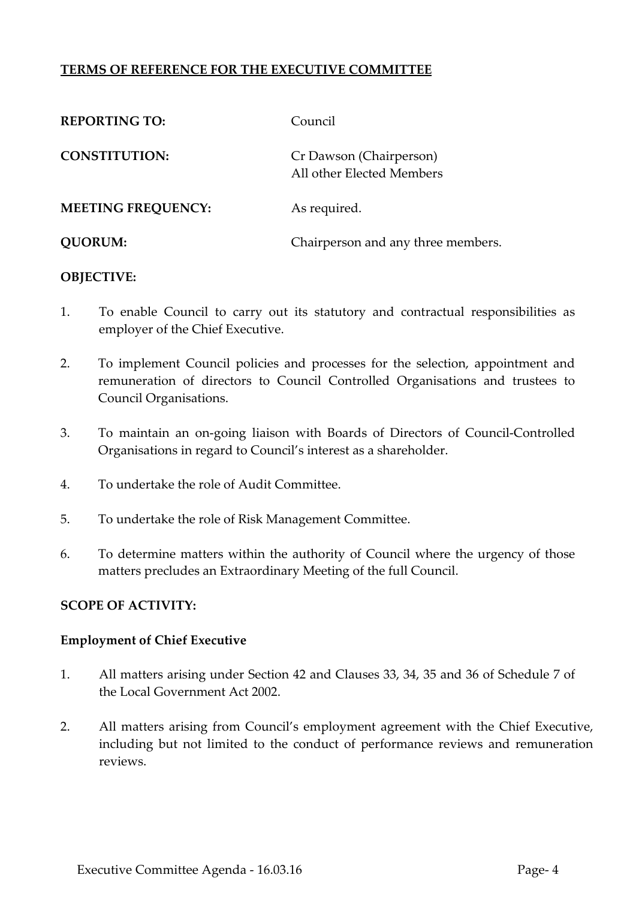## TERMS OF REFERENCE FOR THE EXECUTIVE COMMITTEE

**REPORTING TO:** Council

**CONSTITUTION:** Cr Dawson (Chairperson)
All other Elected Members

**MEETING FREQUENCY:** As required.

**QUORUM:** Chairperson and any three members.

**OBJECTIVE:**

1. To enable Council to carry out its statutory and contractual responsibilities as employer of the Chief Executive.
2. To implement Council policies and processes for the selection, appointment and remuneration of directors to Council Controlled Organisations and trustees to Council Organisations.
3. To maintain an on-going liaison with Boards of Directors of Council-Controlled Organisations in regard to Council's interest as a shareholder.
4. To undertake the role of Audit Committee.
5. To undertake the role of Risk Management Committee.
6. To determine matters within the authority of Council where the urgency of those matters precludes an Extraordinary Meeting of the full Council.

**SCOPE OF ACTIVITY:**

**Employment of Chief Executive**

1. All matters arising under Section 42 and Clauses 33, 34, 35 and 36 of Schedule 7 of the Local Government Act 2002.
2. All matters arising from Council's employment agreement with the Chief Executive, including but not limited to the conduct of performance reviews and remuneration reviews.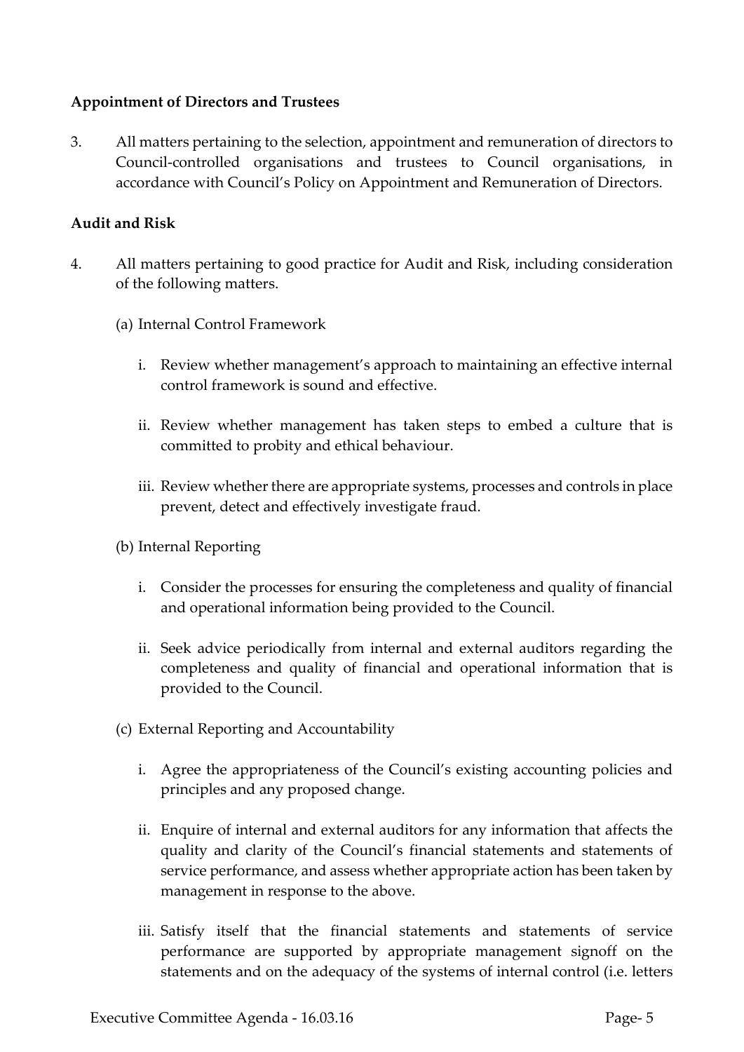**Appointment of Directors and Trustees**

3. All matters pertaining to the selection, appointment and remuneration of directors to Council-controlled organisations and trustees to Council organisations, in accordance with Council's Policy on Appointment and Remuneration of Directors.

**Audit and Risk**

4. All matters pertaining to good practice for Audit and Risk, including consideration of the following matters.

   (a) Internal Control Framework

      i. Review whether management's approach to maintaining an effective internal control framework is sound and effective.

      ii. Review whether management has taken steps to embed a culture that is committed to probity and ethical behaviour.

      iii. Review whether there are appropriate systems, processes and controls in place prevent, detect and effectively investigate fraud.

   (b) Internal Reporting

      i. Consider the processes for ensuring the completeness and quality of financial and operational information being provided to the Council.

      ii. Seek advice periodically from internal and external auditors regarding the completeness and quality of financial and operational information that is provided to the Council.

   (c) External Reporting and Accountability

      i. Agree the appropriateness of the Council's existing accounting policies and principles and any proposed change.

      ii. Enquire of internal and external auditors for any information that affects the quality and clarity of the Council's financial statements and statements of service performance, and assess whether appropriate action has been taken by management in response to the above.

      iii. Satisfy itself that the financial statements and statements of service performance are supported by appropriate management signoff on the statements and on the adequacy of the systems of internal control (i.e. letters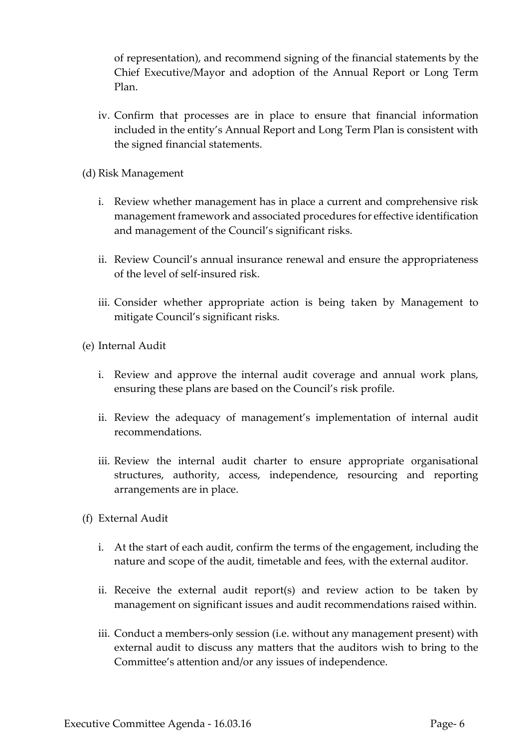of representation), and recommend signing of the financial statements by the Chief Executive/Mayor and adoption of the Annual Report or Long Term Plan.

iv. Confirm that processes are in place to ensure that financial information included in the entity's Annual Report and Long Term Plan is consistent with the signed financial statements.

(d) Risk Management

i. Review whether management has in place a current and comprehensive risk management framework and associated procedures for effective identification and management of the Council's significant risks.

ii. Review Council's annual insurance renewal and ensure the appropriateness of the level of self-insured risk.

iii. Consider whether appropriate action is being taken by Management to mitigate Council's significant risks.

(e) Internal Audit

i. Review and approve the internal audit coverage and annual work plans, ensuring these plans are based on the Council's risk profile.

ii. Review the adequacy of management's implementation of internal audit recommendations.

iii. Review the internal audit charter to ensure appropriate organisational structures, authority, access, independence, resourcing and reporting arrangements are in place.

(f) External Audit

i. At the start of each audit, confirm the terms of the engagement, including the nature and scope of the audit, timetable and fees, with the external auditor.

ii. Receive the external audit report(s) and review action to be taken by management on significant issues and audit recommendations raised within.

iii. Conduct a members-only session (i.e. without any management present) with external audit to discuss any matters that the auditors wish to bring to the Committee's attention and/or any issues of independence.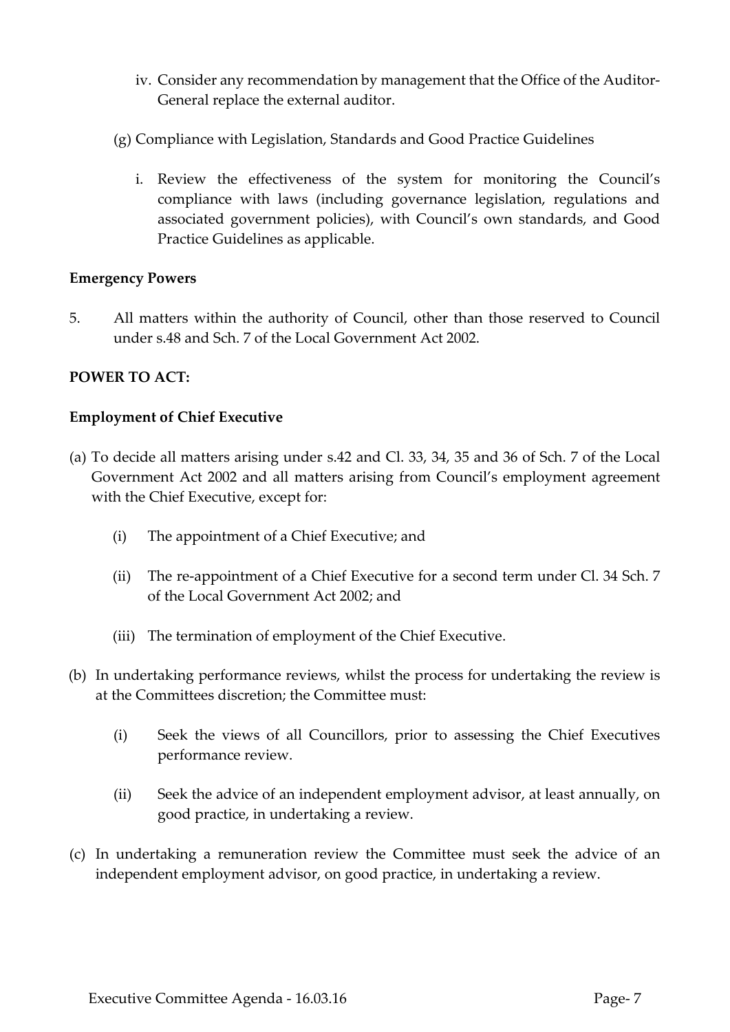iv. Consider any recommendation by management that the Office of the Auditor-General replace the external auditor.

(g) Compliance with Legislation, Standards and Good Practice Guidelines

i. Review the effectiveness of the system for monitoring the Council's compliance with laws (including governance legislation, regulations and associated government policies), with Council's own standards, and Good Practice Guidelines as applicable.

**Emergency Powers**

5. All matters within the authority of Council, other than those reserved to Council under s.48 and Sch. 7 of the Local Government Act 2002.

**POWER TO ACT:**

**Employment of Chief Executive**

(a) To decide all matters arising under s.42 and Cl. 33, 34, 35 and 36 of Sch. 7 of the Local Government Act 2002 and all matters arising from Council's employment agreement with the Chief Executive, except for:

(i) The appointment of a Chief Executive; and

(ii) The re-appointment of a Chief Executive for a second term under Cl. 34 Sch. 7 of the Local Government Act 2002; and

(iii) The termination of employment of the Chief Executive.

(b) In undertaking performance reviews, whilst the process for undertaking the review is at the Committees discretion; the Committee must:

(i) Seek the views of all Councillors, prior to assessing the Chief Executives performance review.

(ii) Seek the advice of an independent employment advisor, at least annually, on good practice, in undertaking a review.

(c) In undertaking a remuneration review the Committee must seek the advice of an independent employment advisor, on good practice, in undertaking a review.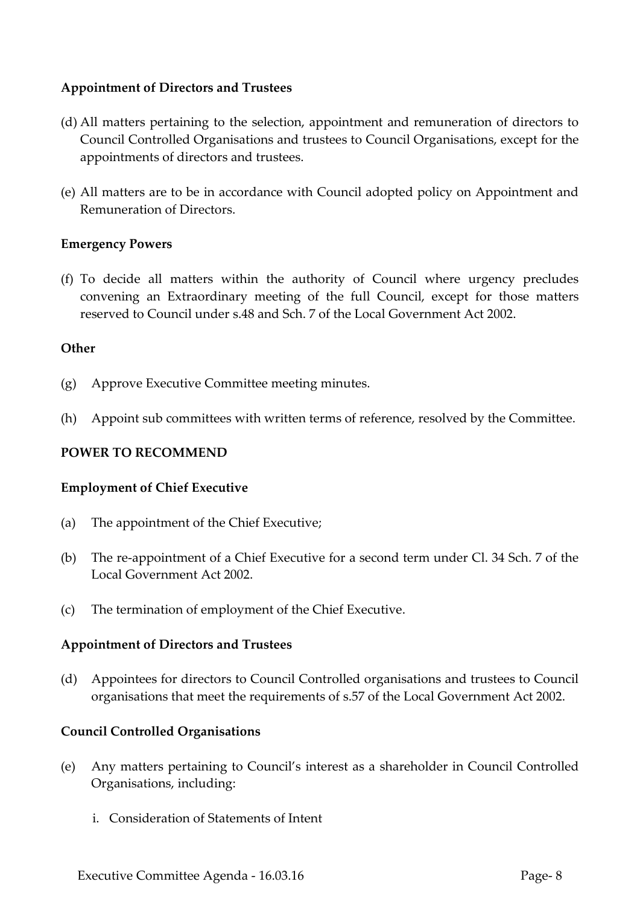**Appointment of Directors and Trustees**

(d) All matters pertaining to the selection, appointment and remuneration of directors to Council Controlled Organisations and trustees to Council Organisations, except for the appointments of directors and trustees.

(e) All matters are to be in accordance with Council adopted policy on Appointment and Remuneration of Directors.

**Emergency Powers**

(f) To decide all matters within the authority of Council where urgency precludes convening an Extraordinary meeting of the full Council, except for those matters reserved to Council under s.48 and Sch. 7 of the Local Government Act 2002.

**Other**

(g) Approve Executive Committee meeting minutes.

(h) Appoint sub committees with written terms of reference, resolved by the Committee.

**POWER TO RECOMMEND**

**Employment of Chief Executive**

(a) The appointment of the Chief Executive;

(b) The re-appointment of a Chief Executive for a second term under Cl. 34 Sch. 7 of the Local Government Act 2002.

(c) The termination of employment of the Chief Executive.

**Appointment of Directors and Trustees**

(d) Appointees for directors to Council Controlled organisations and trustees to Council organisations that meet the requirements of s.57 of the Local Government Act 2002.

**Council Controlled Organisations**

(e) Any matters pertaining to Council's interest as a shareholder in Council Controlled Organisations, including:

   i. Consideration of Statements of Intent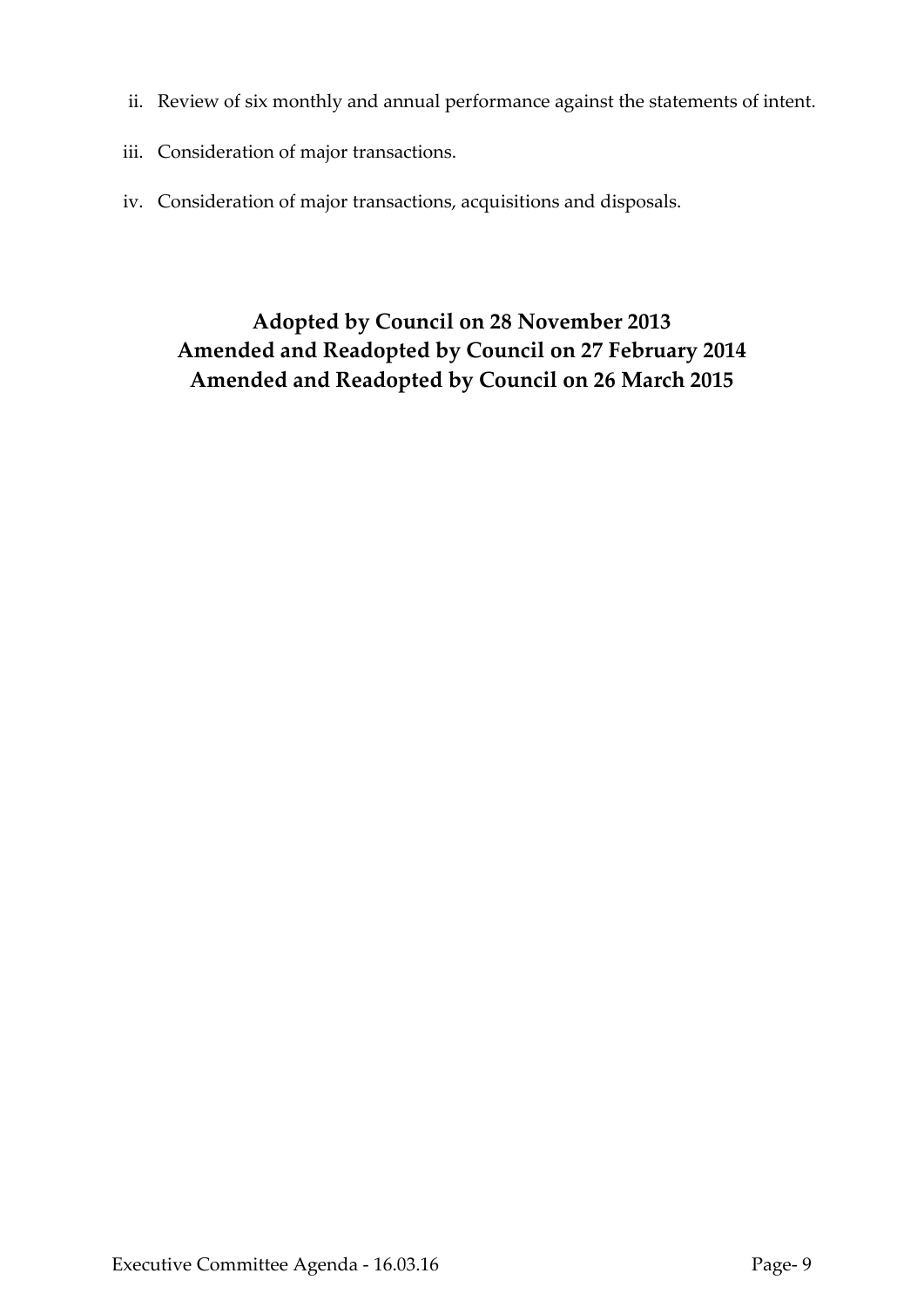ii. Review of six monthly and annual performance against the statements of intent.

iii. Consideration of major transactions.

iv. Consideration of major transactions, acquisitions and disposals.

**Adopted by Council on 28 November 2013**
**Amended and Readopted by Council on 27 February 2014**
**Amended and Readopted by Council on 26 March 2015**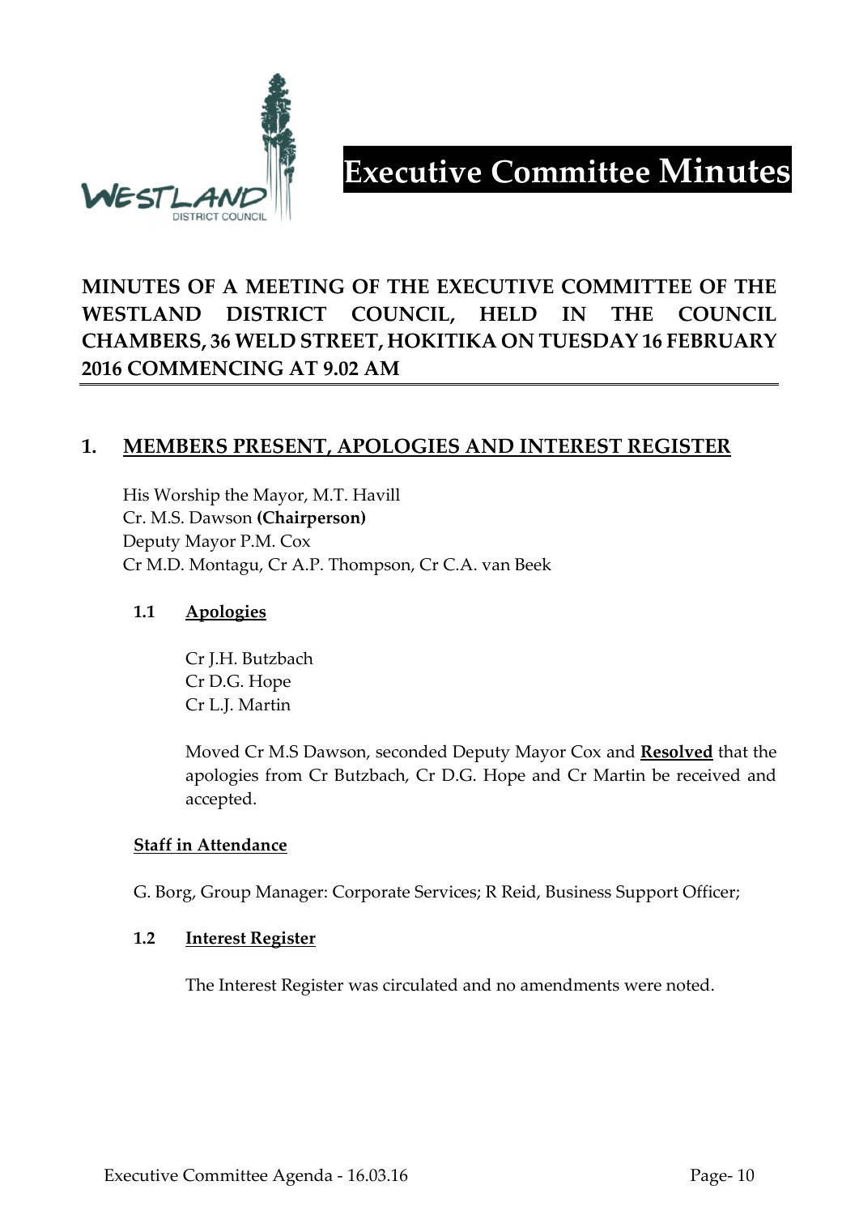# Executive Committee Minutes

**MINUTES OF A MEETING OF THE EXECUTIVE COMMITTEE OF THE WESTLAND DISTRICT COUNCIL, HELD IN THE COUNCIL CHAMBERS, 36 WELD STREET, HOKITIKA ON TUESDAY 16 FEBRUARY 2016 COMMENCING AT 9.02 AM**

## 1. MEMBERS PRESENT, APOLOGIES AND INTEREST REGISTER

His Worship the Mayor, M.T. Havill
Cr. M.S. Dawson **(Chairperson)**
Deputy Mayor P.M. Cox
Cr M.D. Montagu, Cr A.P. Thompson, Cr C.A. van Beek

### 1.1 Apologies

Cr J.H. Butzbach
Cr D.G. Hope
Cr L.J. Martin

Moved Cr M.S Dawson, seconded Deputy Mayor Cox and **Resolved** that the apologies from Cr Butzbach, Cr D.G. Hope and Cr Martin be received and accepted.

**Staff in Attendance**

G. Borg, Group Manager: Corporate Services; R Reid, Business Support Officer;

### 1.2 Interest Register

The Interest Register was circulated and no amendments were noted.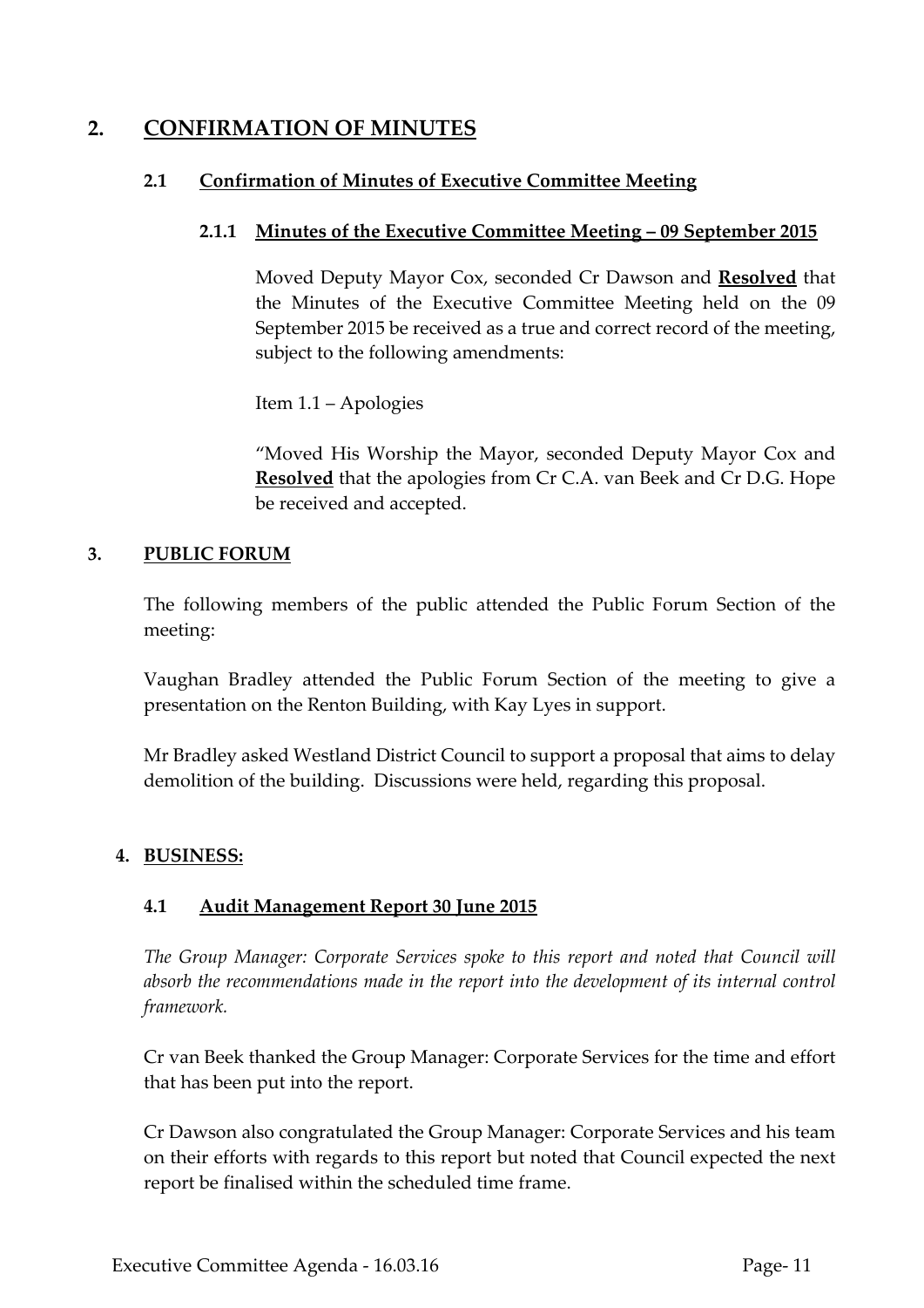## 2. CONFIRMATION OF MINUTES

### 2.1 Confirmation of Minutes of Executive Committee Meeting

#### 2.1.1 Minutes of the Executive Committee Meeting – 09 September 2015

Moved Deputy Mayor Cox, seconded Cr Dawson and **Resolved** that the Minutes of the Executive Committee Meeting held on the 09 September 2015 be received as a true and correct record of the meeting, subject to the following amendments:

Item 1.1 – Apologies

"Moved His Worship the Mayor, seconded Deputy Mayor Cox and **Resolved** that the apologies from Cr C.A. van Beek and Cr D.G. Hope be received and accepted.

## 3. PUBLIC FORUM

The following members of the public attended the Public Forum Section of the meeting:

Vaughan Bradley attended the Public Forum Section of the meeting to give a presentation on the Renton Building, with Kay Lyes in support.

Mr Bradley asked Westland District Council to support a proposal that aims to delay demolition of the building. Discussions were held, regarding this proposal.

## 4. BUSINESS:

### 4.1 Audit Management Report 30 June 2015

*The Group Manager: Corporate Services spoke to this report and noted that Council will absorb the recommendations made in the report into the development of its internal control framework.*

Cr van Beek thanked the Group Manager: Corporate Services for the time and effort that has been put into the report.

Cr Dawson also congratulated the Group Manager: Corporate Services and his team on their efforts with regards to this report but noted that Council expected the next report be finalised within the scheduled time frame.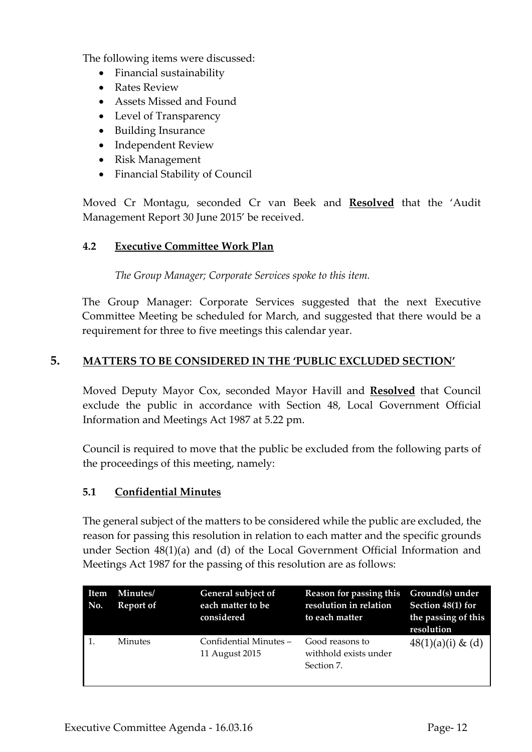The following items were discussed:

- Financial sustainability
- Rates Review
- Assets Missed and Found
- Level of Transparency
- Building Insurance
- Independent Review
- Risk Management
- Financial Stability of Council

Moved Cr Montagu, seconded Cr van Beek and **Resolved** that the 'Audit Management Report 30 June 2015' be received.

### 4.2 Executive Committee Work Plan

*The Group Manager; Corporate Services spoke to this item.*

The Group Manager: Corporate Services suggested that the next Executive Committee Meeting be scheduled for March, and suggested that there would be a requirement for three to five meetings this calendar year.

## 5. MATTERS TO BE CONSIDERED IN THE 'PUBLIC EXCLUDED SECTION'

Moved Deputy Mayor Cox, seconded Mayor Havill and **Resolved** that Council exclude the public in accordance with Section 48, Local Government Official Information and Meetings Act 1987 at 5.22 pm.

Council is required to move that the public be excluded from the following parts of the proceedings of this meeting, namely:

### 5.1 Confidential Minutes

The general subject of the matters to be considered while the public are excluded, the reason for passing this resolution in relation to each matter and the specific grounds under Section 48(1)(a) and (d) of the Local Government Official Information and Meetings Act 1987 for the passing of this resolution are as follows:

| Item No. | Minutes/ Report of | General subject of each matter to be considered | Reason for passing this resolution in relation to each matter | Ground(s) under Section 48(1) for the passing of this resolution |
|---|---|---|---|---|
| 1. | Minutes | Confidential Minutes – 11 August 2015 | Good reasons to withhold exists under Section 7. | 48(1)(a)(i) & (d) |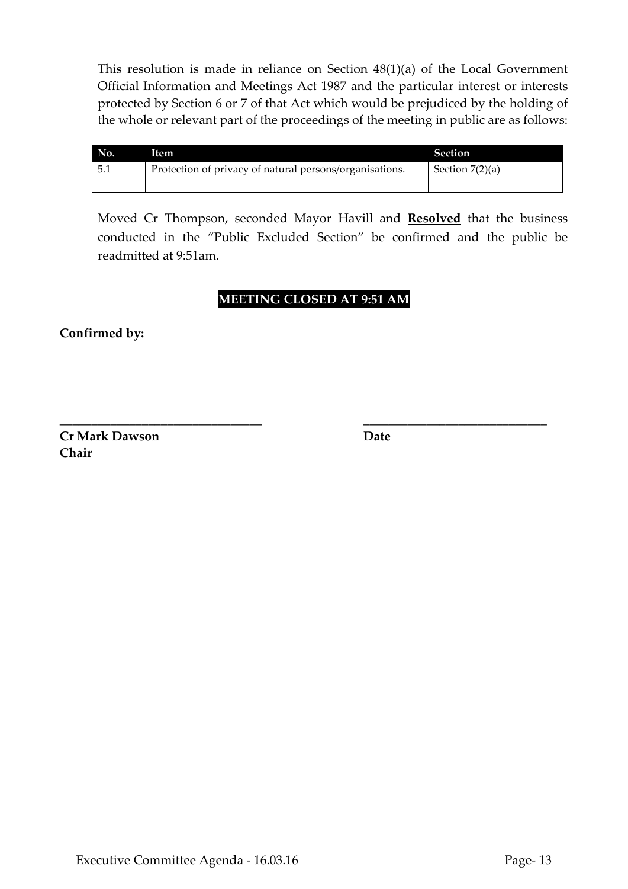This resolution is made in reliance on Section 48(1)(a) of the Local Government Official Information and Meetings Act 1987 and the particular interest or interests protected by Section 6 or 7 of that Act which would be prejudiced by the holding of the whole or relevant part of the proceedings of the meeting in public are as follows:

| No. | Item | Section |
|---|---|---|
| 5.1 | Protection of privacy of natural persons/organisations. | Section 7(2)(a) |

Moved Cr Thompson, seconded Mayor Havill and **Resolved** that the business conducted in the "Public Excluded Section" be confirmed and the public be readmitted at 9:51am.

**MEETING CLOSED AT 9:51 AM**

**Confirmed by:**

\_\_\_\_\_\_\_\_\_\_\_\_\_\_\_\_\_\_\_\_\_\_\_\_\_\_\_\_\_\_\_\_ \_\_\_\_\_\_\_\_\_\_\_\_\_\_\_\_\_\_\_\_\_\_\_\_\_\_\_\_\_\_

**Cr Mark Dawson** **Date**
**Chair**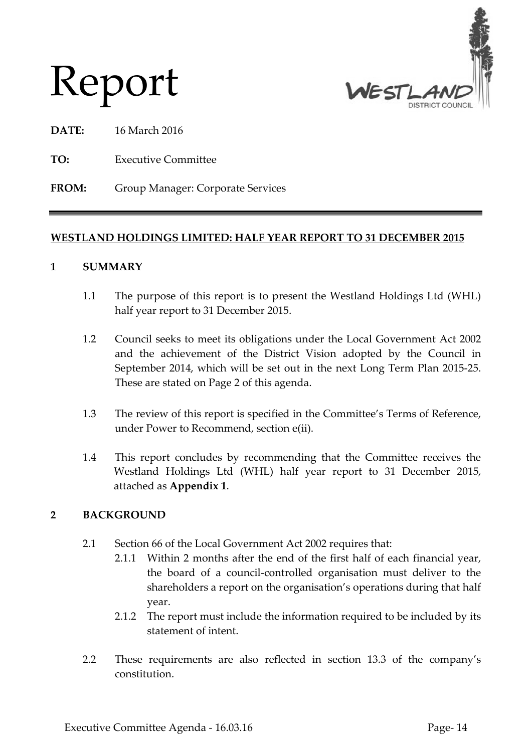# Report

**DATE:** 16 March 2016

**TO:** Executive Committee

**FROM:** Group Manager: Corporate Services

---

## WESTLAND HOLDINGS LIMITED: HALF YEAR REPORT TO 31 DECEMBER 2015

### 1 SUMMARY

1.1 The purpose of this report is to present the Westland Holdings Ltd (WHL) half year report to 31 December 2015.

1.2 Council seeks to meet its obligations under the Local Government Act 2002 and the achievement of the District Vision adopted by the Council in September 2014, which will be set out in the next Long Term Plan 2015-25. These are stated on Page 2 of this agenda.

1.3 The review of this report is specified in the Committee's Terms of Reference, under Power to Recommend, section e(ii).

1.4 This report concludes by recommending that the Committee receives the Westland Holdings Ltd (WHL) half year report to 31 December 2015, attached as **Appendix 1**.

### 2 BACKGROUND

2.1 Section 66 of the Local Government Act 2002 requires that:

2.1.1 Within 2 months after the end of the first half of each financial year, the board of a council-controlled organisation must deliver to the shareholders a report on the organisation's operations during that half year.

2.1.2 The report must include the information required to be included by its statement of intent.

2.2 These requirements are also reflected in section 13.3 of the company's constitution.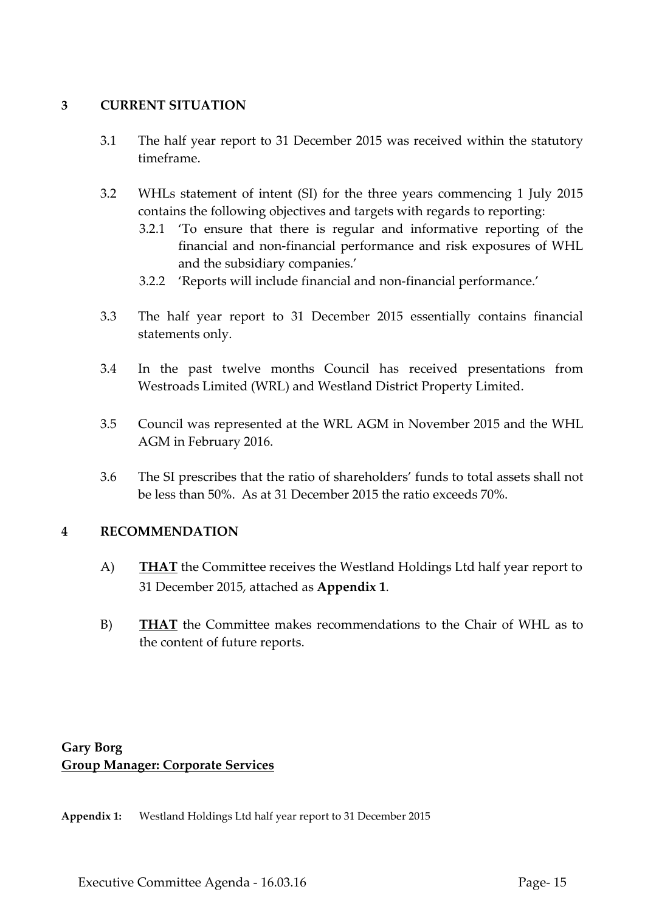## 3 CURRENT SITUATION

3.1 The half year report to 31 December 2015 was received within the statutory timeframe.

3.2 WHLs statement of intent (SI) for the three years commencing 1 July 2015 contains the following objectives and targets with regards to reporting:

3.2.1 'To ensure that there is regular and informative reporting of the financial and non-financial performance and risk exposures of WHL and the subsidiary companies.'

3.2.2 'Reports will include financial and non-financial performance.'

3.3 The half year report to 31 December 2015 essentially contains financial statements only.

3.4 In the past twelve months Council has received presentations from Westroads Limited (WRL) and Westland District Property Limited.

3.5 Council was represented at the WRL AGM in November 2015 and the WHL AGM in February 2016.

3.6 The SI prescribes that the ratio of shareholders' funds to total assets shall not be less than 50%. As at 31 December 2015 the ratio exceeds 70%.

## 4 RECOMMENDATION

A) **THAT** the Committee receives the Westland Holdings Ltd half year report to 31 December 2015, attached as **Appendix 1**.

B) **THAT** the Committee makes recommendations to the Chair of WHL as to the content of future reports.

**Gary Borg**
**Group Manager: Corporate Services**

**Appendix 1:** Westland Holdings Ltd half year report to 31 December 2015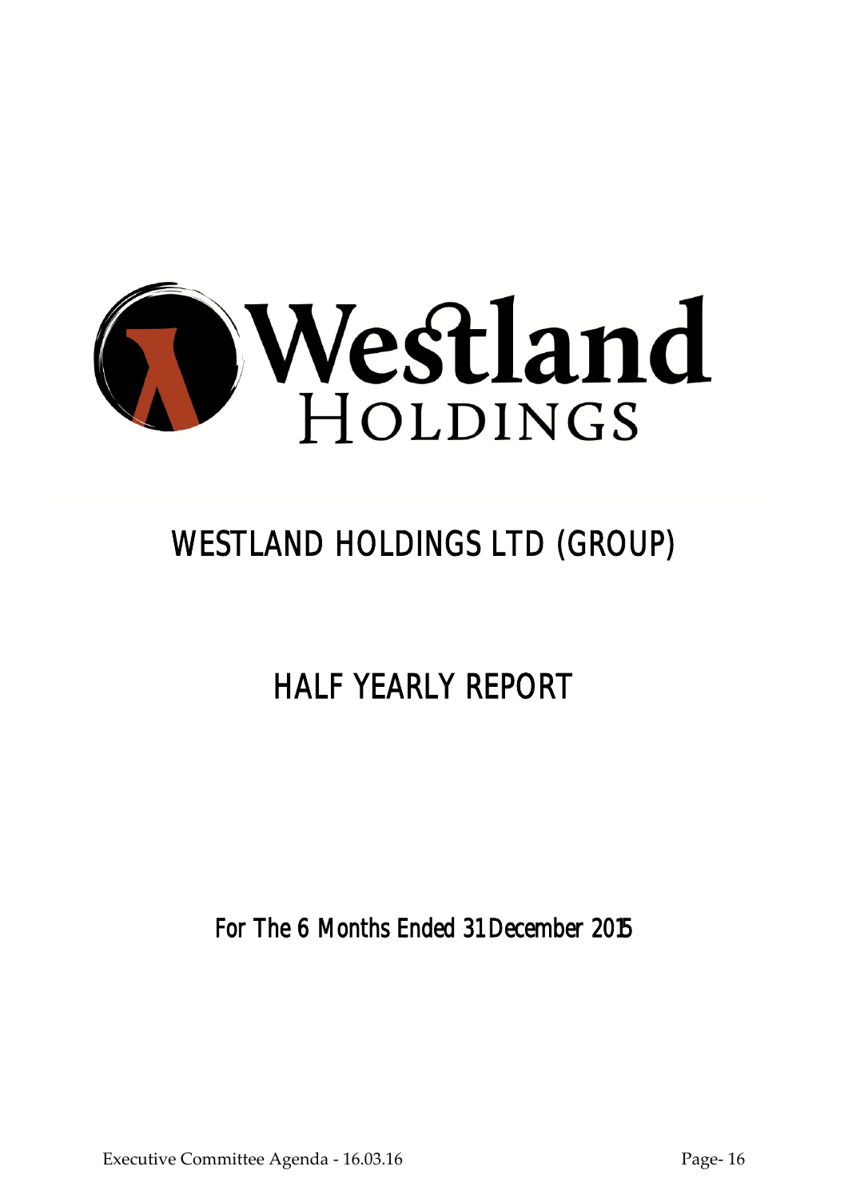# Westland Holdings

# WESTLAND HOLDINGS LTD (GROUP)

## HALF YEARLY REPORT

For The 6 Months Ended 31 December 2015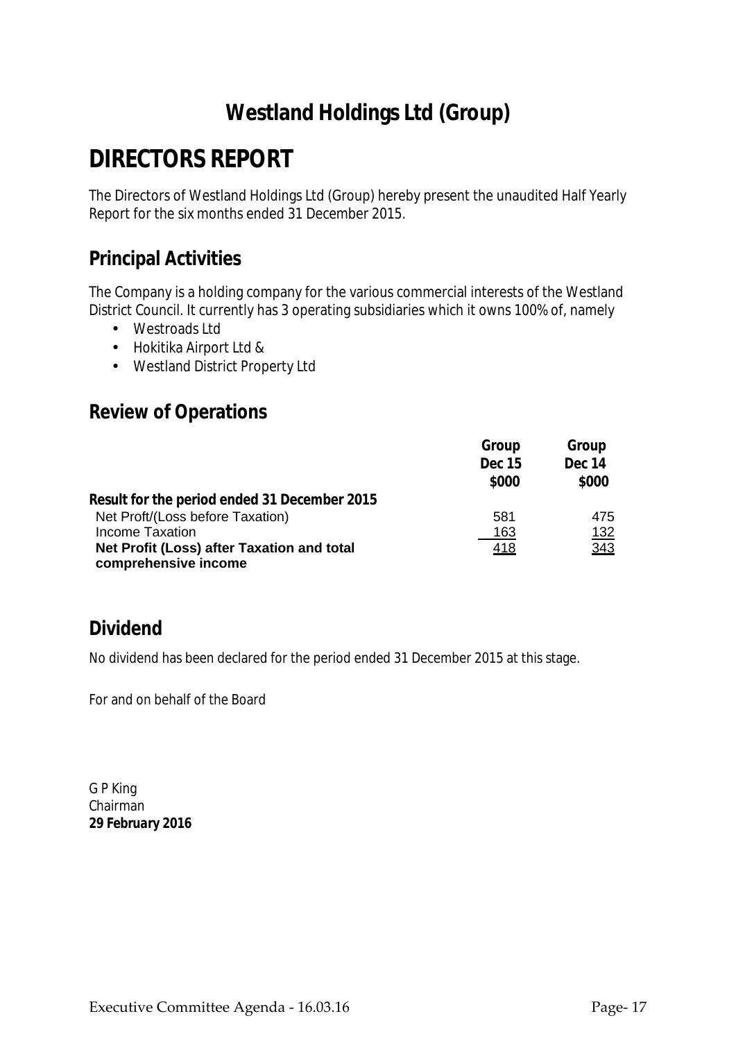// Westland Holdings Ltd (Group)

# DIRECTORS REPORT

The Directors of Westland Holdings Ltd (Group) hereby present the unaudited Half Yearly Report for the six months ended 31 December 2015.

## Principal Activities

The Company is a holding company for the various commercial interests of the Westland District Council. It currently has 3 operating subsidiaries which it owns 100% of, namely

- Westroads Ltd
- Hokitika Airport Ltd &
- Westland District Property Ltd

## Review of Operations

| | Group Dec 15 $000 | Group Dec 14 $000 |
|---|---|---|
| **Result for the period ended 31 December 2015** | | |
| Net Proft/(Loss before Taxation) | 581 | 475 |
| Income Taxation | 163 | 132 |
| **Net Profit (Loss) after Taxation and total comprehensive income** | 418 | 343 |

## Dividend

No dividend has been declared for the period ended 31 December 2015 at this stage.

For and on behalf of the Board

G P King
Chairman
***29 February 2016***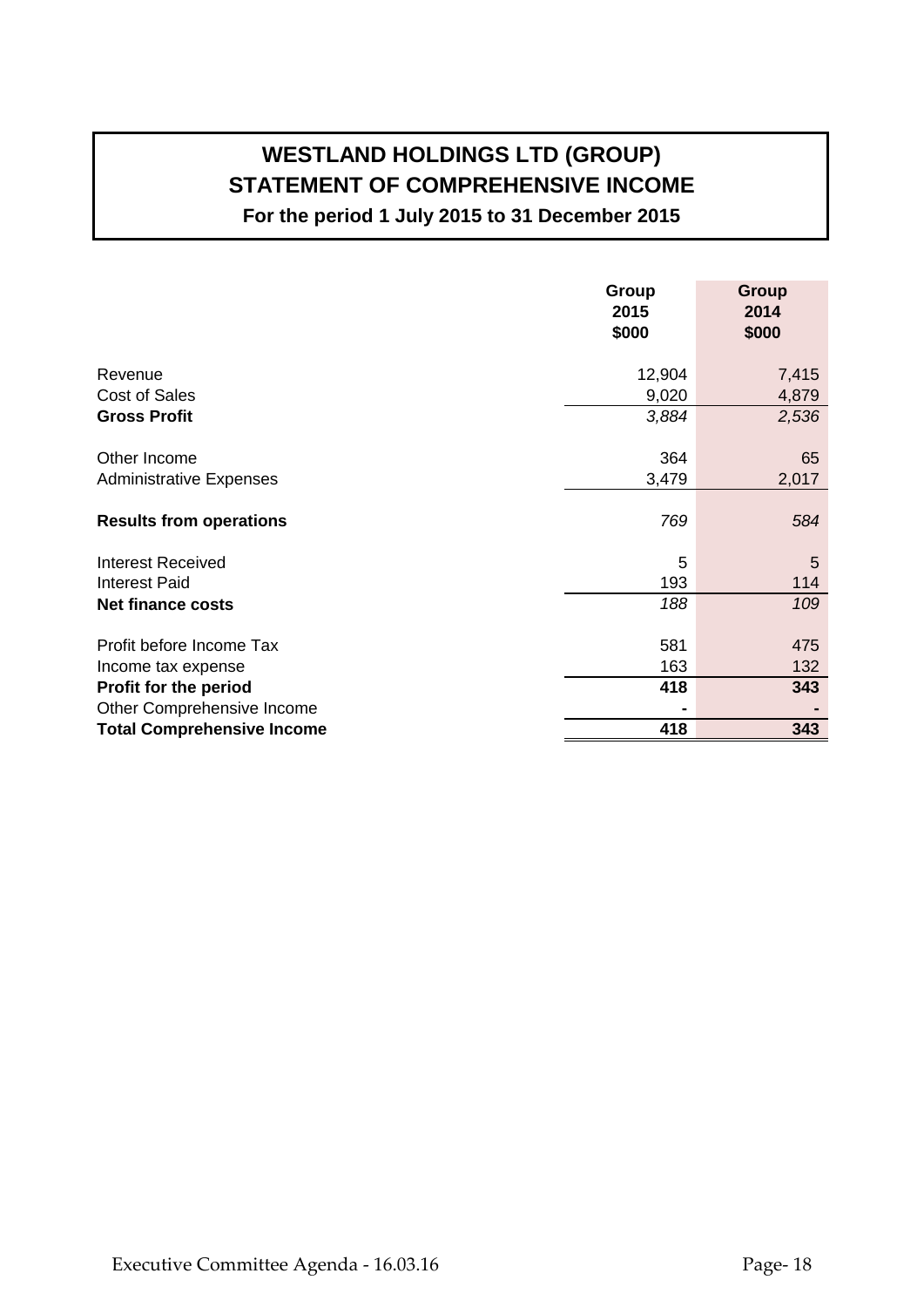# WESTLAND HOLDINGS LTD (GROUP)
## STATEMENT OF COMPREHENSIVE INCOME
### For the period 1 July 2015 to 31 December 2015

| | Group 2015 $000 | Group 2014 $000 |
|---|---|---|
| Revenue | 12,904 | 7,415 |
| Cost of Sales | 9,020 | 4,879 |
| **Gross Profit** | *3,884* | *2,536* |
| | | |
| Other Income | 364 | 65 |
| Administrative Expenses | 3,479 | 2,017 |
| | | |
| **Results from operations** | *769* | *584* |
| | | |
| Interest Received | 5 | 5 |
| Interest Paid | 193 | 114 |
| **Net finance costs** | *188* | *109* |
| | | |
| Profit before Income Tax | 581 | 475 |
| Income tax expense | 163 | 132 |
| **Profit for the period** | **418** | **343** |
| Other Comprehensive Income | - | - |
| **Total Comprehensive Income** | **418** | **343** |

Executive Committee Agenda - 16.03.16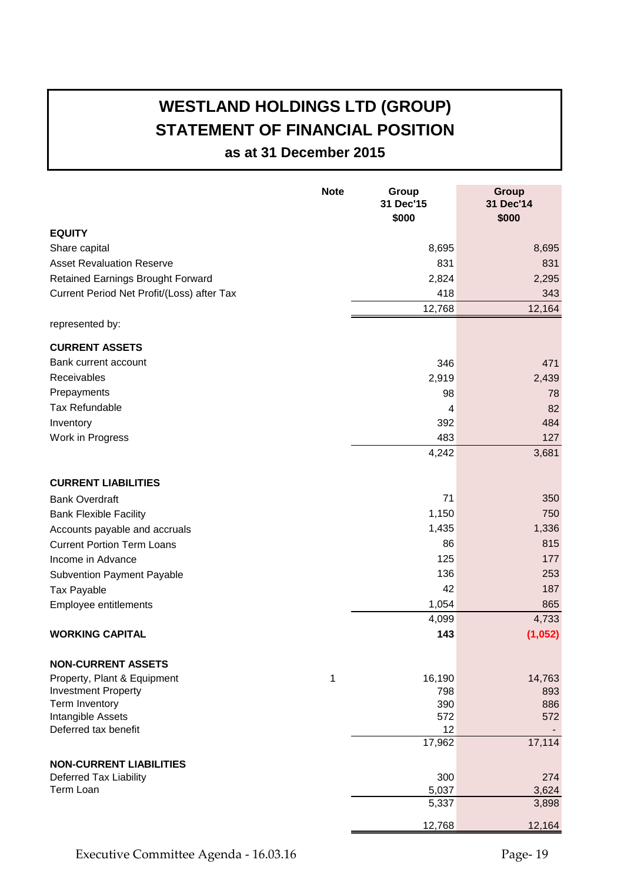# WESTLAND HOLDINGS LTD (GROUP)
# STATEMENT OF FINANCIAL POSITION
## as at 31 December 2015

| | Note | Group 31 Dec'15 $000 | Group 31 Dec'14 $000 |
|---|---|---|---|
| **EQUITY** | | | |
| Share capital | | 8,695 | 8,695 |
| Asset Revaluation Reserve | | 831 | 831 |
| Retained Earnings Brought Forward | | 2,824 | 2,295 |
| Current Period Net Profit/(Loss) after Tax | | 418 | 343 |
| | | 12,768 | 12,164 |
| represented by: | | | |
| **CURRENT ASSETS** | | | |
| Bank current account | | 346 | 471 |
| Receivables | | 2,919 | 2,439 |
| Prepayments | | 98 | 78 |
| Tax Refundable | | 4 | 82 |
| Inventory | | 392 | 484 |
| Work in Progress | | 483 | 127 |
| | | 4,242 | 3,681 |
| **CURRENT LIABILITIES** | | | |
| Bank Overdraft | | 71 | 350 |
| Bank Flexible Facility | | 1,150 | 750 |
| Accounts payable and accruals | | 1,435 | 1,336 |
| Current Portion Term Loans | | 86 | 815 |
| Income in Advance | | 125 | 177 |
| Subvention Payment Payable | | 136 | 253 |
| Tax Payable | | 42 | 187 |
| Employee entitlements | | 1,054 | 865 |
| | | 4,099 | 4,733 |
| **WORKING CAPITAL** | | **143** | **(1,052)** |
| **NON-CURRENT ASSETS** | | | |
| Property, Plant & Equipment | 1 | 16,190 | 14,763 |
| Investment Property | | 798 | 893 |
| Term Inventory | | 390 | 886 |
| Intangible Assets | | 572 | 572 |
| Deferred tax benefit | | 12 | - |
| | | 17,962 | 17,114 |
| **NON-CURRENT LIABILITIES** | | | |
| Deferred Tax Liability | | 300 | 274 |
| Term Loan | | 5,037 | 3,624 |
| | | 5,337 | 3,898 |
| | | 12,768 | 12,164 |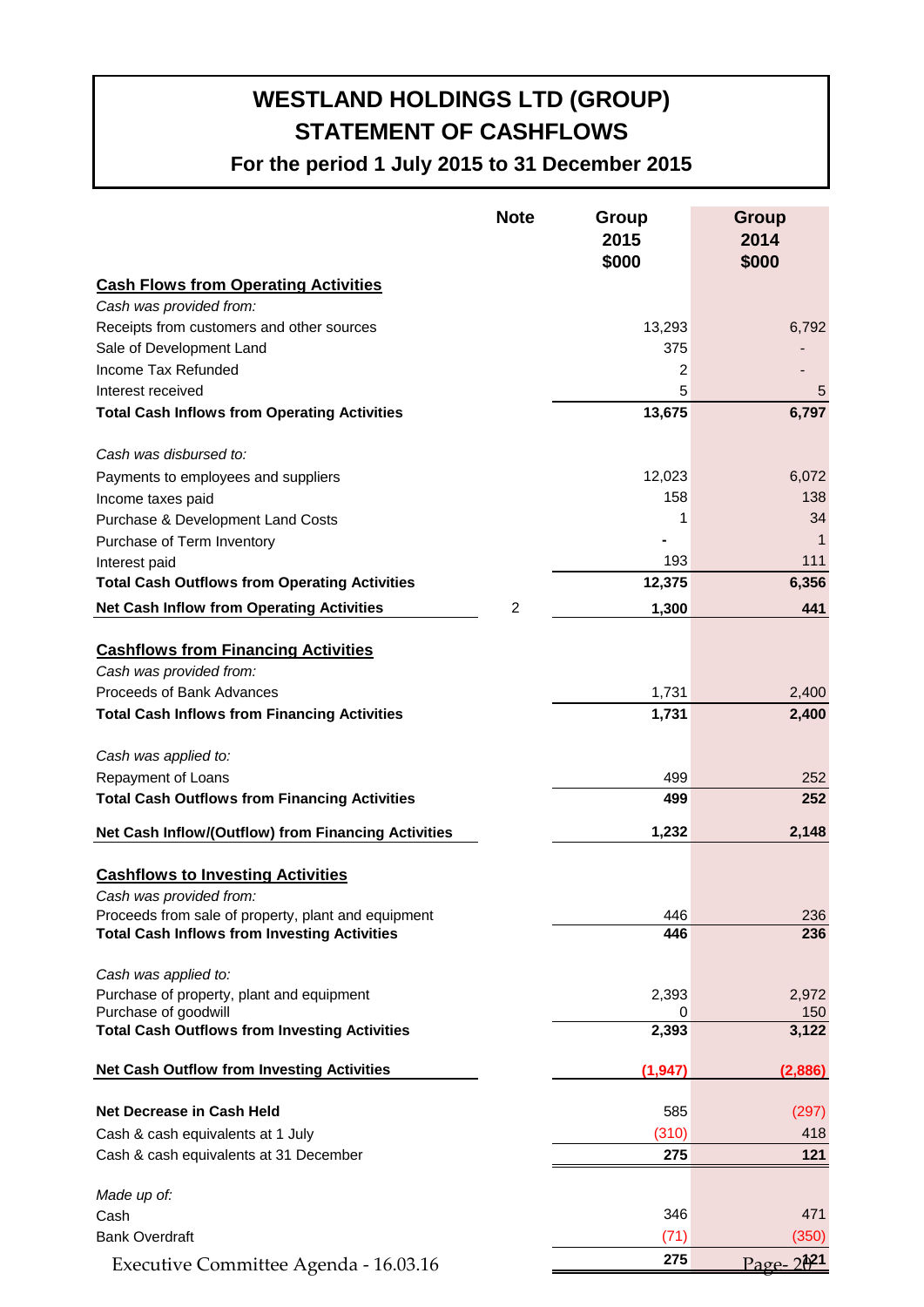# WESTLAND HOLDINGS LTD (GROUP)
# STATEMENT OF CASHFLOWS
## For the period 1 July 2015 to 31 December 2015

| | Note | Group 2015 $000 | Group 2014 $000 |
|---|---|---|---|
| **Cash Flows from Operating Activities** | | | |
| *Cash was provided from:* | | | |
| Receipts from customers and other sources | | 13,293 | 6,792 |
| Sale of Development Land | | 375 | - |
| Income Tax Refunded | | 2 | - |
| Interest received | | 5 | 5 |
| **Total Cash Inflows from Operating Activities** | | **13,675** | **6,797** |
| *Cash was disbursed to:* | | | |
| Payments to employees and suppliers | | 12,023 | 6,072 |
| Income taxes paid | | 158 | 138 |
| Purchase & Development Land Costs | | 1 | 34 |
| Purchase of Term Inventory | | - | 1 |
| Interest paid | | 193 | 111 |
| **Total Cash Outflows from Operating Activities** | | **12,375** | **6,356** |
| **Net Cash Inflow from Operating Activities** | 2 | **1,300** | **441** |
| **Cashflows from Financing Activities** | | | |
| *Cash was provided from:* | | | |
| Proceeds of Bank Advances | | 1,731 | 2,400 |
| **Total Cash Inflows from Financing Activities** | | **1,731** | **2,400** |
| *Cash was applied to:* | | | |
| Repayment of Loans | | 499 | 252 |
| **Total Cash Outflows from Financing Activities** | | **499** | **252** |
| **Net Cash Inflow/(Outflow) from Financing Activities** | | **1,232** | **2,148** |
| **Cashflows to Investing Activities** | | | |
| *Cash was provided from:* | | | |
| Proceeds from sale of property, plant and equipment | | 446 | 236 |
| **Total Cash Inflows from Investing Activities** | | **446** | **236** |
| *Cash was applied to:* | | | |
| Purchase of property, plant and equipment | | 2,393 | 2,972 |
| Purchase of goodwill | | 0 | 150 |
| **Total Cash Outflows from Investing Activities** | | **2,393** | **3,122** |
| **Net Cash Outflow from Investing Activities** | | **(1,947)** | **(2,886)** |
| **Net Decrease in Cash Held** | | 585 | (297) |
| Cash & cash equivalents at 1 July | | (310) | 418 |
| Cash & cash equivalents at 31 December | | **275** | **121** |
| *Made up of:* | | | |
| Cash | | 346 | 471 |
| Bank Overdraft | | (71) | (350) |
| | | **275** | **121** |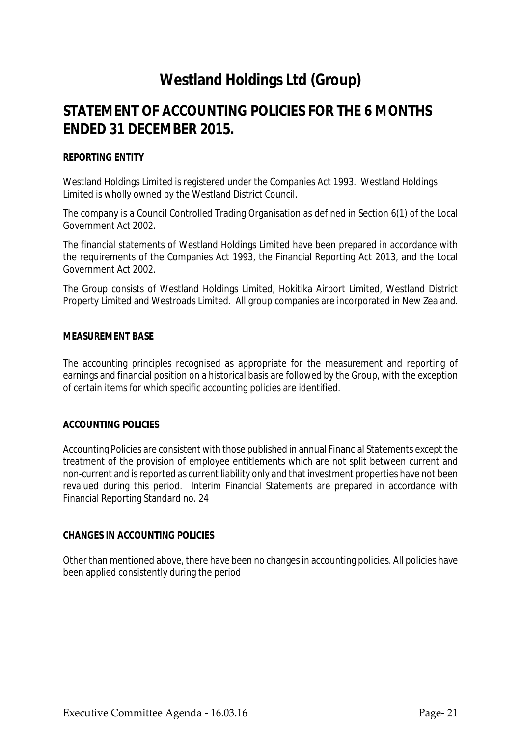# Westland Holdings Ltd (Group)

## STATEMENT OF ACCOUNTING POLICIES FOR THE 6 MONTHS ENDED 31 DECEMBER 2015.

**REPORTING ENTITY**

Westland Holdings Limited is registered under the Companies Act 1993. Westland Holdings Limited is wholly owned by the Westland District Council.

The company is a Council Controlled Trading Organisation as defined in Section 6(1) of the Local Government Act 2002.

The financial statements of Westland Holdings Limited have been prepared in accordance with the requirements of the Companies Act 1993, the Financial Reporting Act 2013, and the Local Government Act 2002.

The Group consists of Westland Holdings Limited, Hokitika Airport Limited, Westland District Property Limited and Westroads Limited. All group companies are incorporated in New Zealand.

**MEASUREMENT BASE**

The accounting principles recognised as appropriate for the measurement and reporting of earnings and financial position on a historical basis are followed by the Group, with the exception of certain items for which specific accounting policies are identified.

**ACCOUNTING POLICIES**

Accounting Policies are consistent with those published in annual Financial Statements except the treatment of the provision of employee entitlements which are not split between current and non-current and is reported as current liability only and that investment properties have not been revalued during this period. Interim Financial Statements are prepared in accordance with Financial Reporting Standard no. 24

**CHANGES IN ACCOUNTING POLICIES**

Other than mentioned above, there have been no changes in accounting policies. All policies have been applied consistently during the period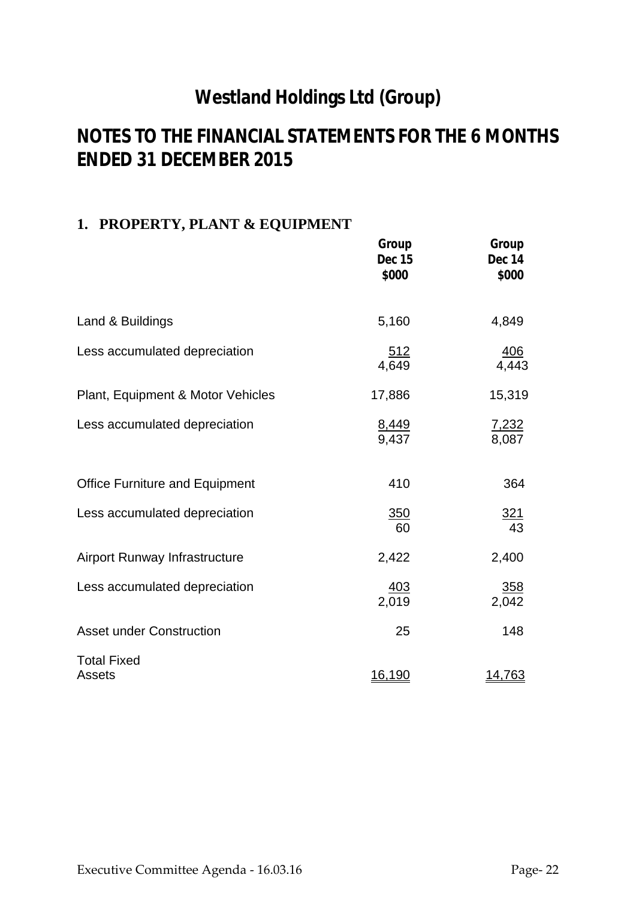# Westland Holdings Ltd (Group)

## NOTES TO THE FINANCIAL STATEMENTS FOR THE 6 MONTHS ENDED 31 DECEMBER 2015

### 1. PROPERTY, PLANT & EQUIPMENT

| | Group Dec 15 $000 | Group Dec 14 $000 |
|---|---|---|
| Land & Buildings | 5,160 | 4,849 |
| Less accumulated depreciation | 512 | 406 |
| | 4,649 | 4,443 |
| Plant, Equipment & Motor Vehicles | 17,886 | 15,319 |
| Less accumulated depreciation | 8,449 | 7,232 |
| | 9,437 | 8,087 |
| Office Furniture and Equipment | 410 | 364 |
| Less accumulated depreciation | 350 | 321 |
| | 60 | 43 |
| Airport Runway Infrastructure | 2,422 | 2,400 |
| Less accumulated depreciation | 403 | 358 |
| | 2,019 | 2,042 |
| Asset under Construction | 25 | 148 |
| Total Fixed Assets | 16,190 | 14,763 |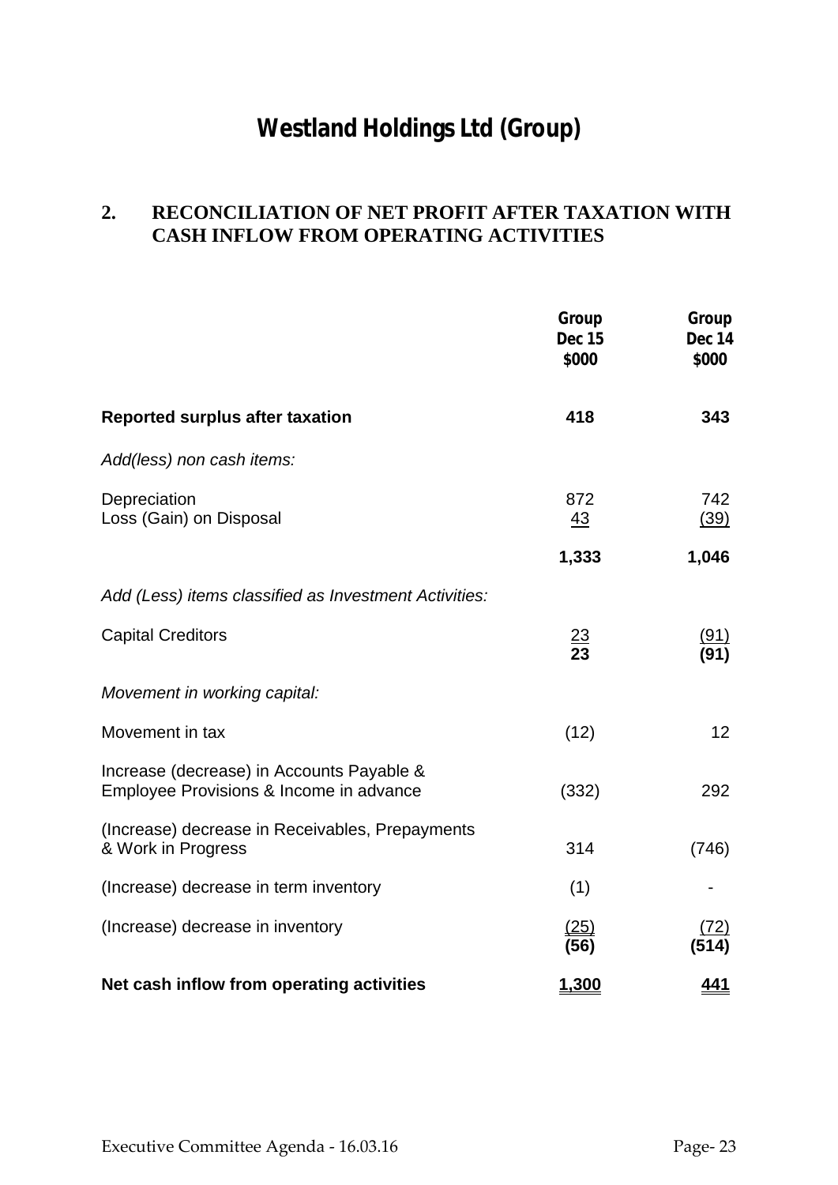# Westland Holdings Ltd (Group)

## 2. RECONCILIATION OF NET PROFIT AFTER TAXATION WITH CASH INFLOW FROM OPERATING ACTIVITIES

| | Group Dec 15 $000 | Group Dec 14 $000 |
|---|---|---|
| **Reported surplus after taxation** | **418** | **343** |
| *Add(less) non cash items:* | | |
| Depreciation | 872 | 742 |
| Loss (Gain) on Disposal | 43 | (39) |
| | **1,333** | **1,046** |
| *Add (Less) items classified as Investment Activities:* | | |
| Capital Creditors | 23 | (91) |
| | **23** | **(91)** |
| *Movement in working capital:* | | |
| Movement in tax | (12) | 12 |
| Increase (decrease) in Accounts Payable & Employee Provisions & Income in advance | (332) | 292 |
| (Increase) decrease in Receivables, Prepayments & Work in Progress | 314 | (746) |
| (Increase) decrease in term inventory | (1) | - |
| (Increase) decrease in inventory | (25) | (72) |
| | **(56)** | **(514)** |
| **Net cash inflow from operating activities** | **1,300** | **441** |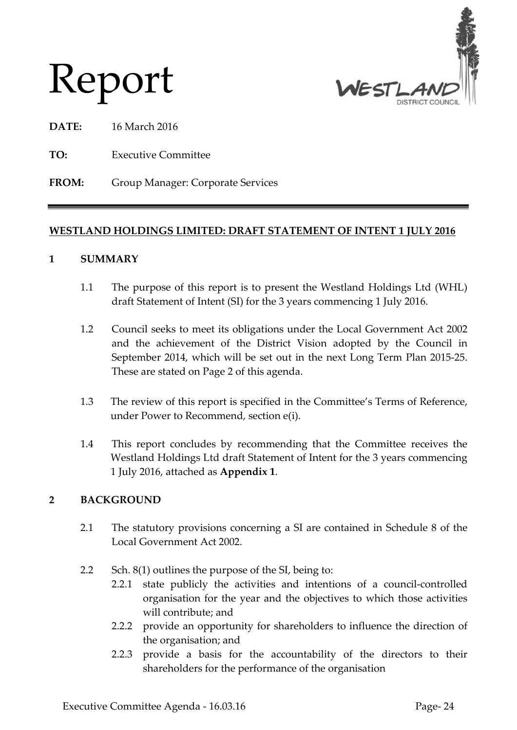# Report

**DATE:** 16 March 2016

**TO:** Executive Committee

**FROM:** Group Manager: Corporate Services

---

**WESTLAND HOLDINGS LIMITED: DRAFT STATEMENT OF INTENT 1 JULY 2016**

## 1 SUMMARY

1.1 The purpose of this report is to present the Westland Holdings Ltd (WHL) draft Statement of Intent (SI) for the 3 years commencing 1 July 2016.

1.2 Council seeks to meet its obligations under the Local Government Act 2002 and the achievement of the District Vision adopted by the Council in September 2014, which will be set out in the next Long Term Plan 2015-25. These are stated on Page 2 of this agenda.

1.3 The review of this report is specified in the Committee's Terms of Reference, under Power to Recommend, section e(i).

1.4 This report concludes by recommending that the Committee receives the Westland Holdings Ltd draft Statement of Intent for the 3 years commencing 1 July 2016, attached as **Appendix 1**.

## 2 BACKGROUND

2.1 The statutory provisions concerning a SI are contained in Schedule 8 of the Local Government Act 2002.

2.2 Sch. 8(1) outlines the purpose of the SI, being to:

- 2.2.1 state publicly the activities and intentions of a council-controlled organisation for the year and the objectives to which those activities will contribute; and
- 2.2.2 provide an opportunity for shareholders to influence the direction of the organisation; and
- 2.2.3 provide a basis for the accountability of the directors to their shareholders for the performance of the organisation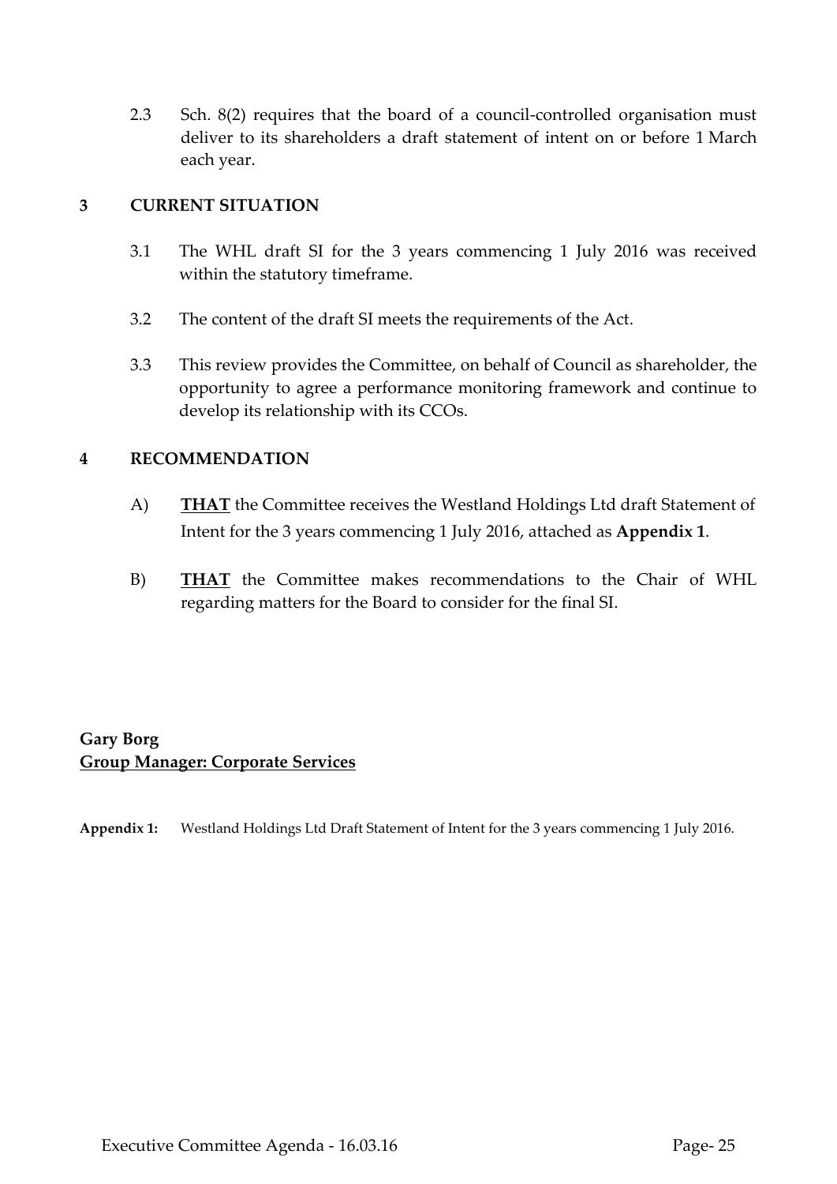2.3 Sch. 8(2) requires that the board of a council-controlled organisation must deliver to its shareholders a draft statement of intent on or before 1 March each year.

## 3 CURRENT SITUATION

3.1 The WHL draft SI for the 3 years commencing 1 July 2016 was received within the statutory timeframe.

3.2 The content of the draft SI meets the requirements of the Act.

3.3 This review provides the Committee, on behalf of Council as shareholder, the opportunity to agree a performance monitoring framework and continue to develop its relationship with its CCOs.

## 4 RECOMMENDATION

A) **THAT** the Committee receives the Westland Holdings Ltd draft Statement of Intent for the 3 years commencing 1 July 2016, attached as **Appendix 1**.

B) **THAT** the Committee makes recommendations to the Chair of WHL regarding matters for the Board to consider for the final SI.

**Gary Borg**
**Group Manager: Corporate Services**

**Appendix 1:** Westland Holdings Ltd Draft Statement of Intent for the 3 years commencing 1 July 2016.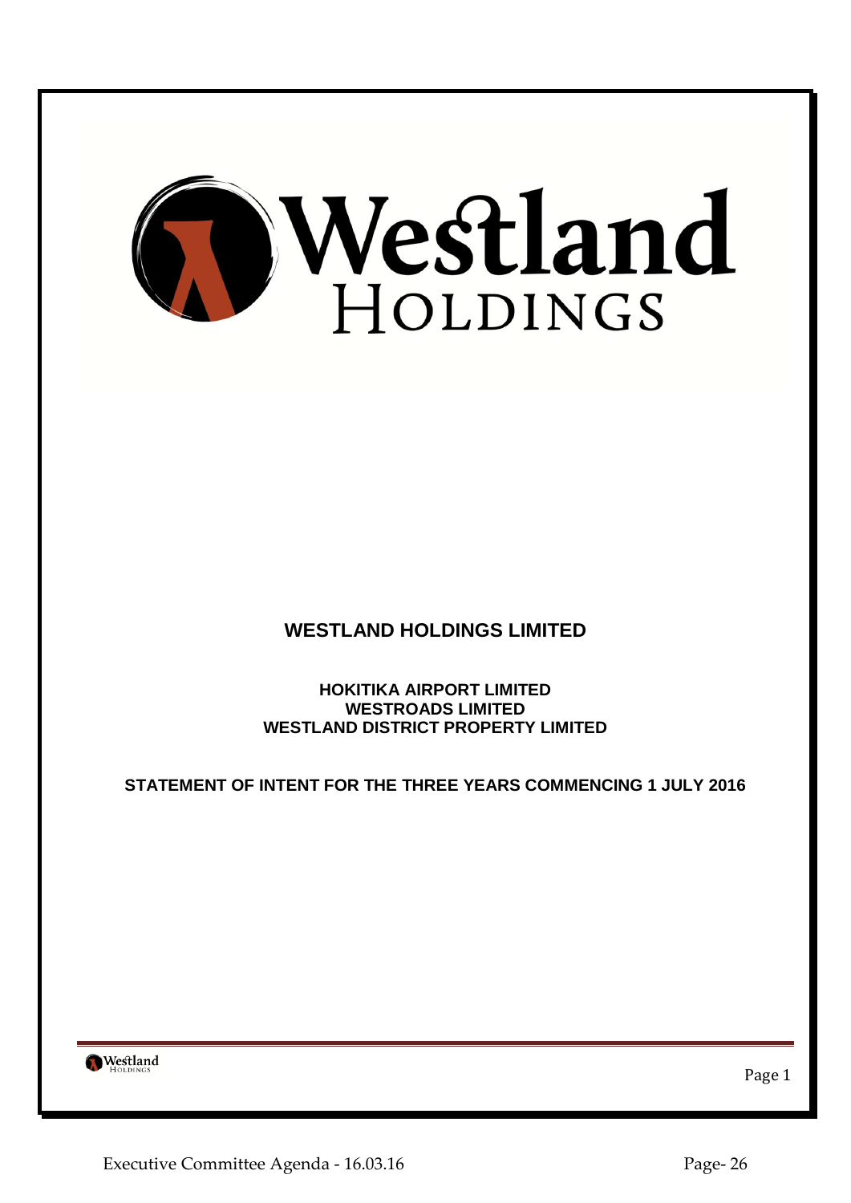# WESTLAND HOLDINGS LIMITED

**HOKITIKA AIRPORT LIMITED**
**WESTROADS LIMITED**
**WESTLAND DISTRICT PROPERTY LIMITED**

**STATEMENT OF INTENT FOR THE THREE YEARS COMMENCING 1 JULY 2016**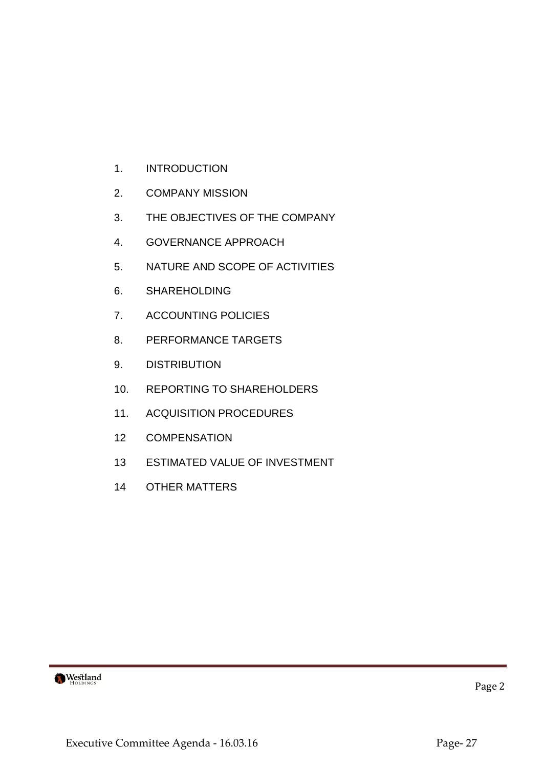1. INTRODUCTION
2. COMPANY MISSION
3. THE OBJECTIVES OF THE COMPANY
4. GOVERNANCE APPROACH
5. NATURE AND SCOPE OF ACTIVITIES
6. SHAREHOLDING
7. ACCOUNTING POLICIES
8. PERFORMANCE TARGETS
9. DISTRIBUTION
10. REPORTING TO SHAREHOLDERS
11. ACQUISITION PROCEDURES
12. COMPENSATION
13. ESTIMATED VALUE OF INVESTMENT
14. OTHER MATTERS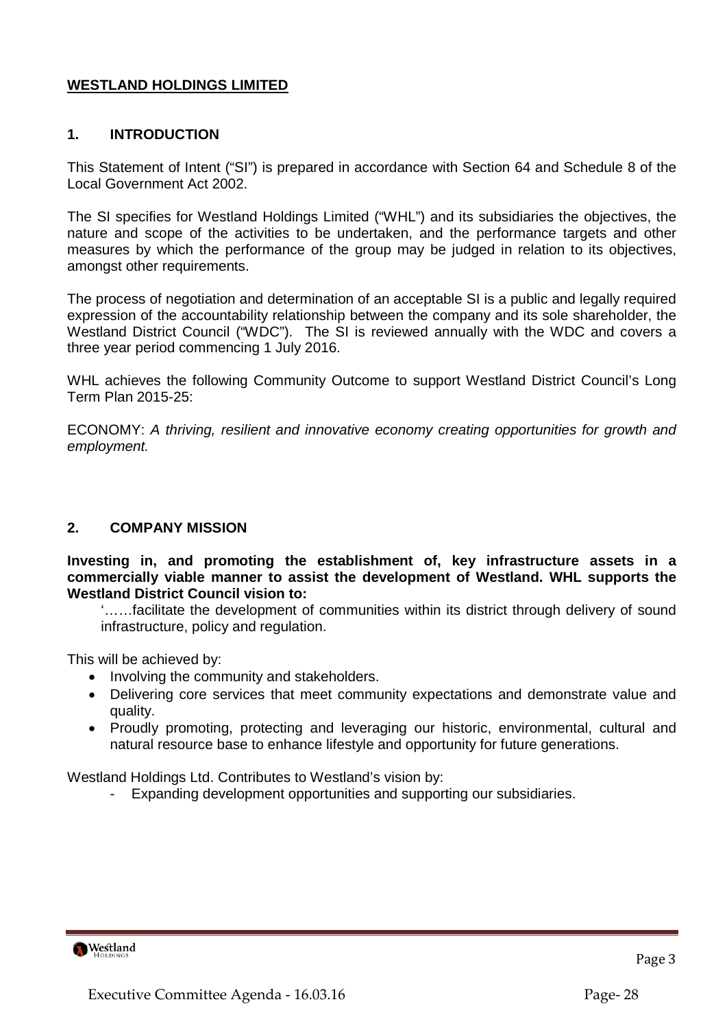**WESTLAND HOLDINGS LIMITED**

## 1. INTRODUCTION

This Statement of Intent ("SI") is prepared in accordance with Section 64 and Schedule 8 of the Local Government Act 2002.

The SI specifies for Westland Holdings Limited ("WHL") and its subsidiaries the objectives, the nature and scope of the activities to be undertaken, and the performance targets and other measures by which the performance of the group may be judged in relation to its objectives, amongst other requirements.

The process of negotiation and determination of an acceptable SI is a public and legally required expression of the accountability relationship between the company and its sole shareholder, the Westland District Council ("WDC"). The SI is reviewed annually with the WDC and covers a three year period commencing 1 July 2016.

WHL achieves the following Community Outcome to support Westland District Council's Long Term Plan 2015-25:

ECONOMY: *A thriving, resilient and innovative economy creating opportunities for growth and employment.*

## 2. COMPANY MISSION

**Investing in, and promoting the establishment of, key infrastructure assets in a commercially viable manner to assist the development of Westland. WHL supports the Westland District Council vision to:**

'……facilitate the development of communities within its district through delivery of sound infrastructure, policy and regulation.

This will be achieved by:

- Involving the community and stakeholders.
- Delivering core services that meet community expectations and demonstrate value and quality.
- Proudly promoting, protecting and leveraging our historic, environmental, cultural and natural resource base to enhance lifestyle and opportunity for future generations.

Westland Holdings Ltd. Contributes to Westland's vision by:

- Expanding development opportunities and supporting our subsidiaries.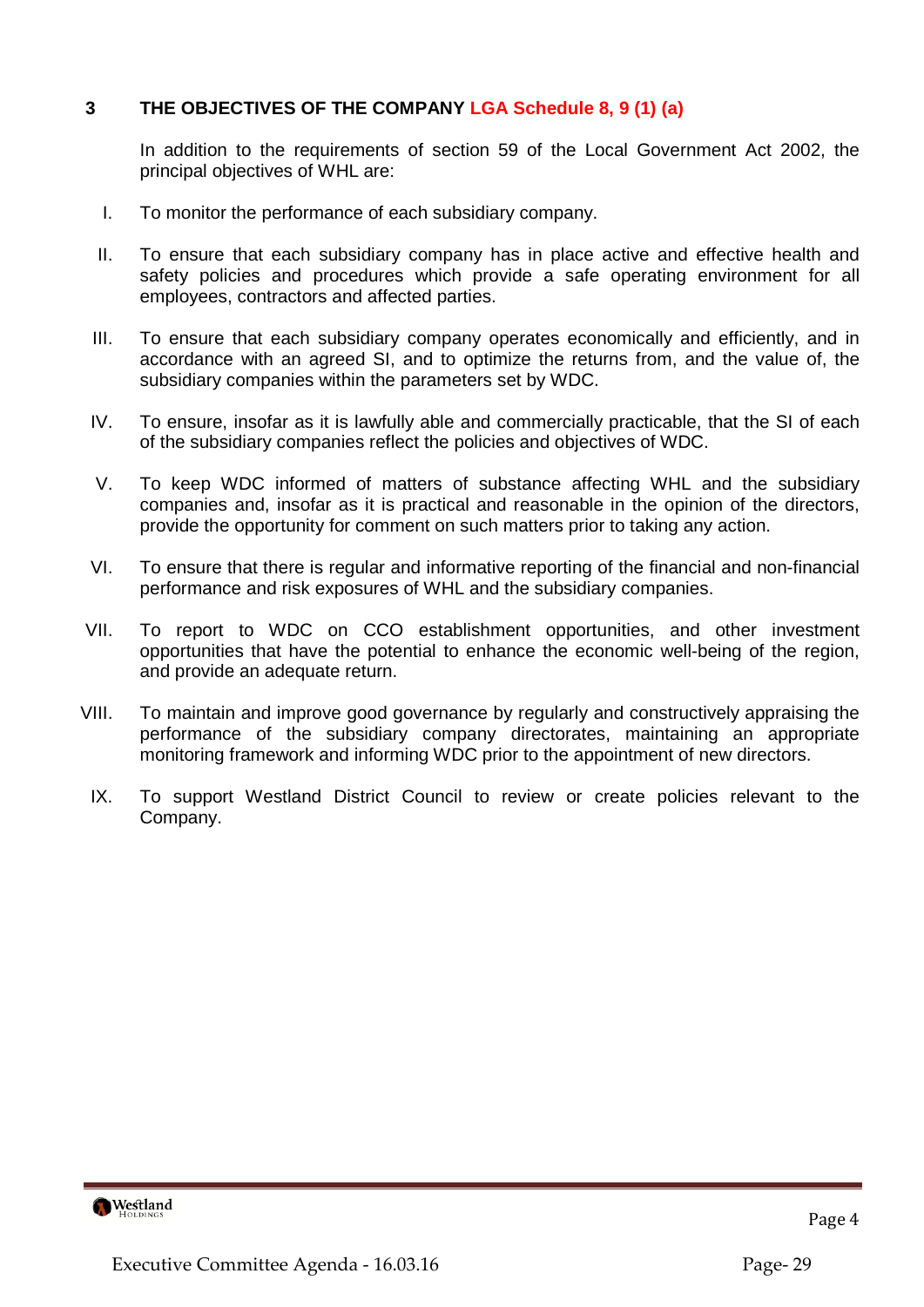## 3 THE OBJECTIVES OF THE COMPANY LGA Schedule 8, 9 (1) (a)

In addition to the requirements of section 59 of the Local Government Act 2002, the principal objectives of WHL are:

I. To monitor the performance of each subsidiary company.

II. To ensure that each subsidiary company has in place active and effective health and safety policies and procedures which provide a safe operating environment for all employees, contractors and affected parties.

III. To ensure that each subsidiary company operates economically and efficiently, and in accordance with an agreed SI, and to optimize the returns from, and the value of, the subsidiary companies within the parameters set by WDC.

IV. To ensure, insofar as it is lawfully able and commercially practicable, that the SI of each of the subsidiary companies reflect the policies and objectives of WDC.

V. To keep WDC informed of matters of substance affecting WHL and the subsidiary companies and, insofar as it is practical and reasonable in the opinion of the directors, provide the opportunity for comment on such matters prior to taking any action.

VI. To ensure that there is regular and informative reporting of the financial and non-financial performance and risk exposures of WHL and the subsidiary companies.

VII. To report to WDC on CCO establishment opportunities, and other investment opportunities that have the potential to enhance the economic well-being of the region, and provide an adequate return.

VIII. To maintain and improve good governance by regularly and constructively appraising the performance of the subsidiary company directorates, maintaining an appropriate monitoring framework and informing WDC prior to the appointment of new directors.

IX. To support Westland District Council to review or create policies relevant to the Company.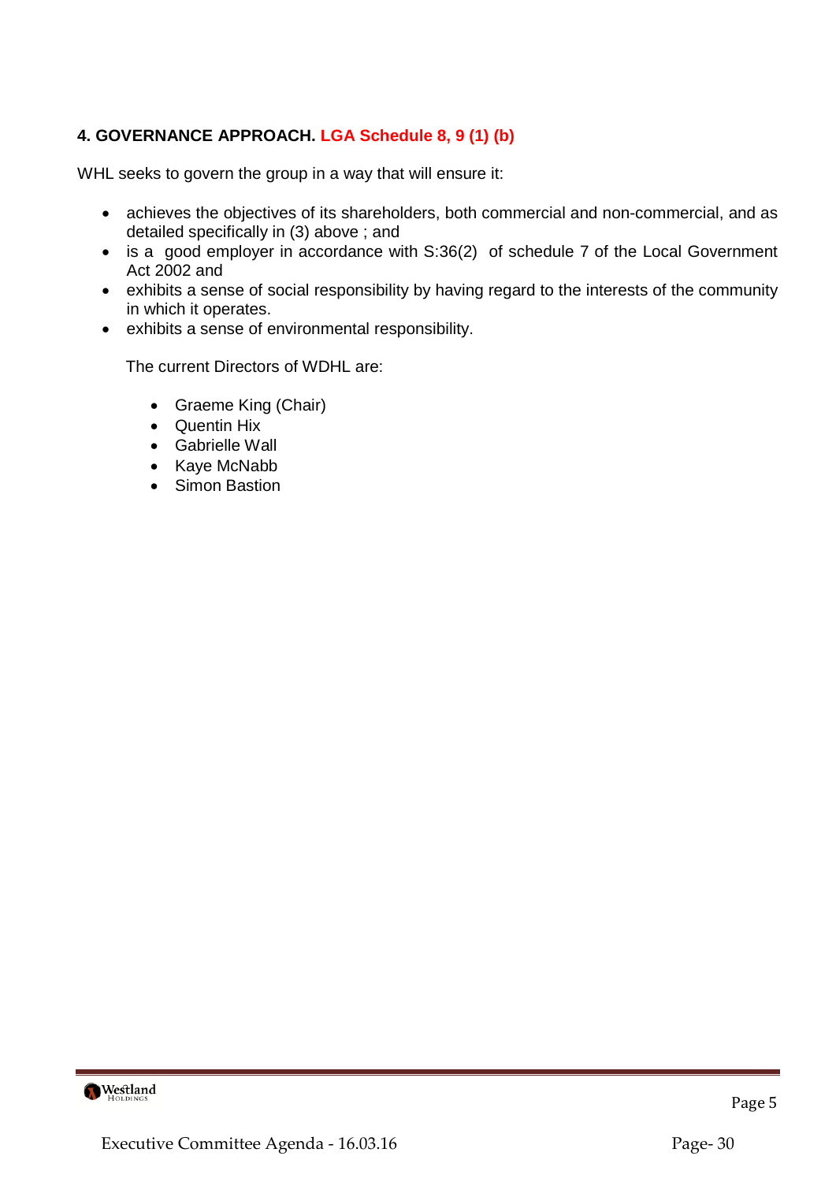#### 4. GOVERNANCE APPROACH. LGA Schedule 8, 9 (1) (b)

WHL seeks to govern the group in a way that will ensure it:

- achieves the objectives of its shareholders, both commercial and non-commercial, and as detailed specifically in (3) above ; and
- is a good employer in accordance with S:36(2) of schedule 7 of the Local Government Act 2002 and
- exhibits a sense of social responsibility by having regard to the interests of the community in which it operates.
- exhibits a sense of environmental responsibility.

The current Directors of WDHL are:

- Graeme King (Chair)
- Quentin Hix
- Gabrielle Wall
- Kaye McNabb
- Simon Bastion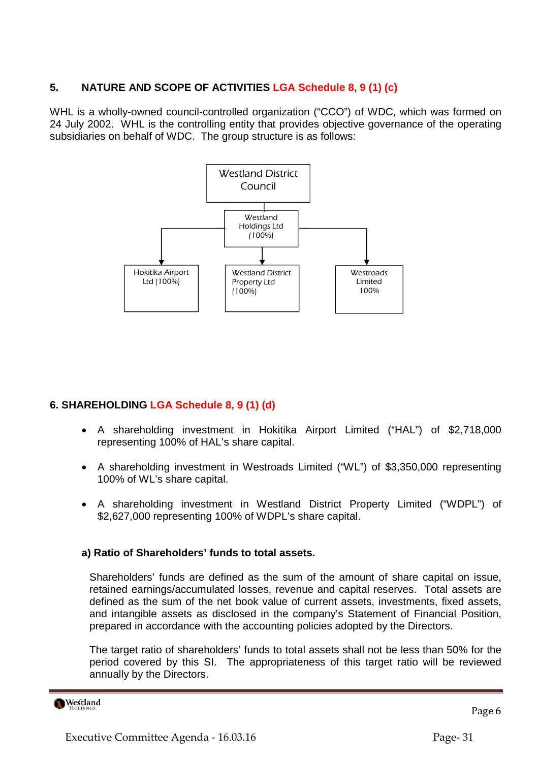## 5. NATURE AND SCOPE OF ACTIVITIES LGA Schedule 8, 9 (1) (c)

WHL is a wholly-owned council-controlled organization ("CCO") of WDC, which was formed on 24 July 2002. WHL is the controlling entity that provides objective governance of the operating subsidiaries on behalf of WDC. The group structure is as follows:

Westland District Council

Westland Holdings Ltd (100%)

Hokitika Airport Ltd (100%)

Westland District Property Ltd (100%)

Westroads Limited 100%

## 6. SHAREHOLDING LGA Schedule 8, 9 (1) (d)

- A shareholding investment in Hokitika Airport Limited ("HAL") of $2,718,000 representing 100% of HAL's share capital.
- A shareholding investment in Westroads Limited ("WL") of $3,350,000 representing 100% of WL's share capital.
- A shareholding investment in Westland District Property Limited ("WDPL") of $2,627,000 representing 100% of WDPL's share capital.

### a) Ratio of Shareholders' funds to total assets.

Shareholders' funds are defined as the sum of the amount of share capital on issue, retained earnings/accumulated losses, revenue and capital reserves. Total assets are defined as the sum of the net book value of current assets, investments, fixed assets, and intangible assets as disclosed in the company's Statement of Financial Position, prepared in accordance with the accounting policies adopted by the Directors.

The target ratio of shareholders' funds to total assets shall not be less than 50% for the period covered by this SI. The appropriateness of this target ratio will be reviewed annually by the Directors.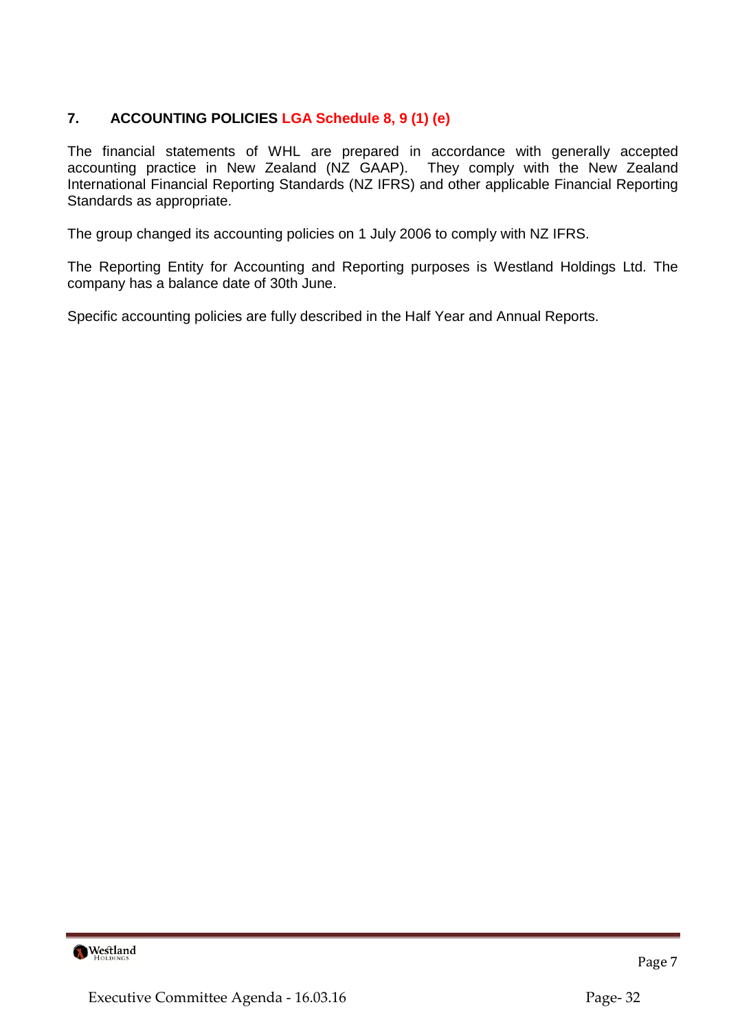## 7. ACCOUNTING POLICIES LGA Schedule 8, 9 (1) (e)

The financial statements of WHL are prepared in accordance with generally accepted accounting practice in New Zealand (NZ GAAP). They comply with the New Zealand International Financial Reporting Standards (NZ IFRS) and other applicable Financial Reporting Standards as appropriate.

The group changed its accounting policies on 1 July 2006 to comply with NZ IFRS.

The Reporting Entity for Accounting and Reporting purposes is Westland Holdings Ltd. The company has a balance date of 30th June.

Specific accounting policies are fully described in the Half Year and Annual Reports.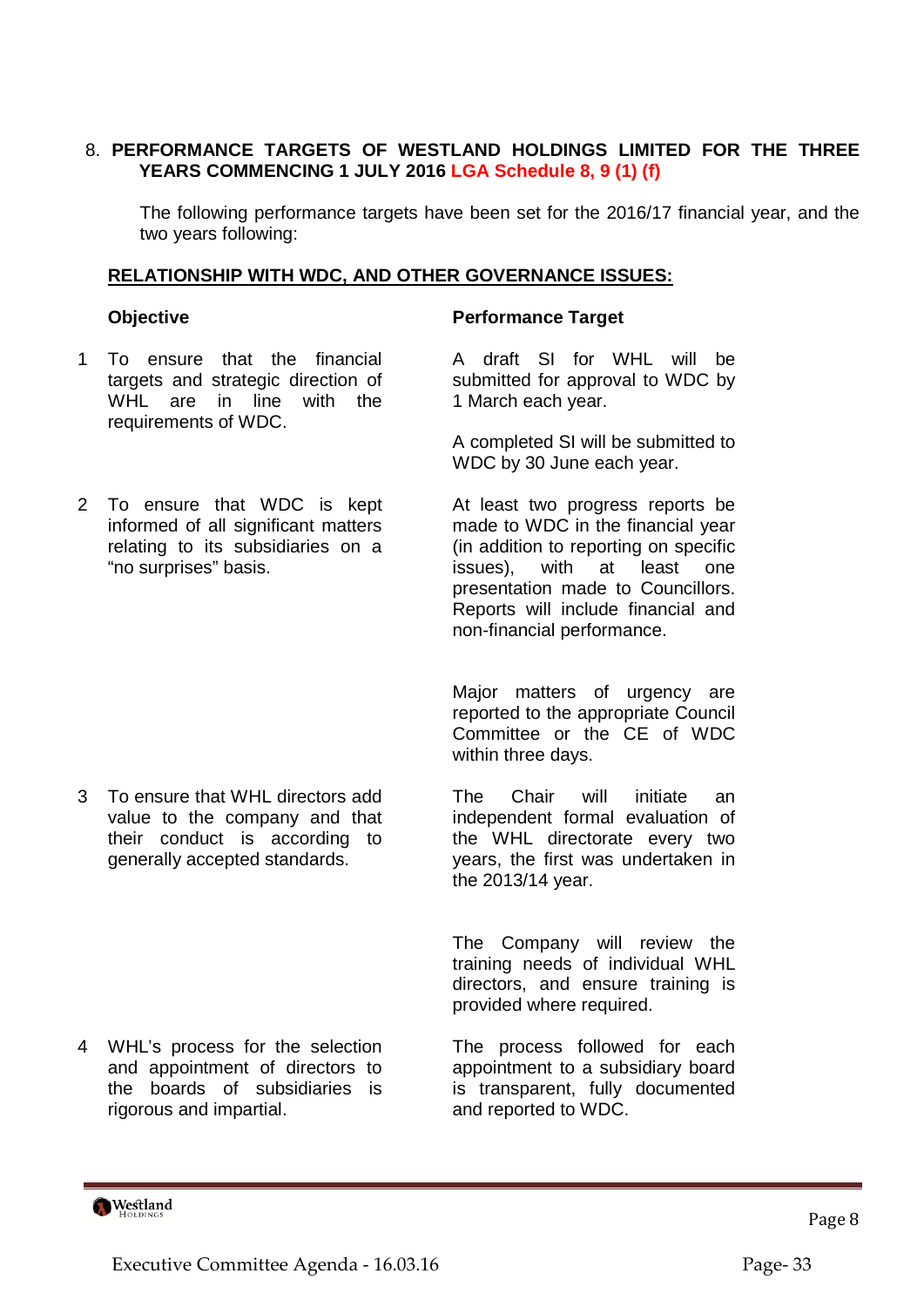## 8. PERFORMANCE TARGETS OF WESTLAND HOLDINGS LIMITED FOR THE THREE YEARS COMMENCING 1 JULY 2016 LGA Schedule 8, 9 (1) (f)

The following performance targets have been set for the 2016/17 financial year, and the two years following:

**RELATIONSHIP WITH WDC, AND OTHER GOVERNANCE ISSUES:**

| | Objective | Performance Target |
|---|---|---|
| 1 | To ensure that the financial targets and strategic direction of WHL are in line with the requirements of WDC. | A draft SI for WHL will be submitted for approval to WDC by 1 March each year.<br><br>A completed SI will be submitted to WDC by 30 June each year. |
| 2 | To ensure that WDC is kept informed of all significant matters relating to its subsidiaries on a "no surprises" basis. | At least two progress reports be made to WDC in the financial year (in addition to reporting on specific issues), with at least one presentation made to Councillors. Reports will include financial and non-financial performance.<br><br>Major matters of urgency are reported to the appropriate Council Committee or the CE of WDC within three days. |
| 3 | To ensure that WHL directors add value to the company and that their conduct is according to generally accepted standards. | The Chair will initiate an independent formal evaluation of the WHL directorate every two years, the first was undertaken in the 2013/14 year.<br><br>The Company will review the training needs of individual WHL directors, and ensure training is provided where required. |
| 4 | WHL's process for the selection and appointment of directors to the boards of subsidiaries is rigorous and impartial. | The process followed for each appointment to a subsidiary board is transparent, fully documented and reported to WDC. |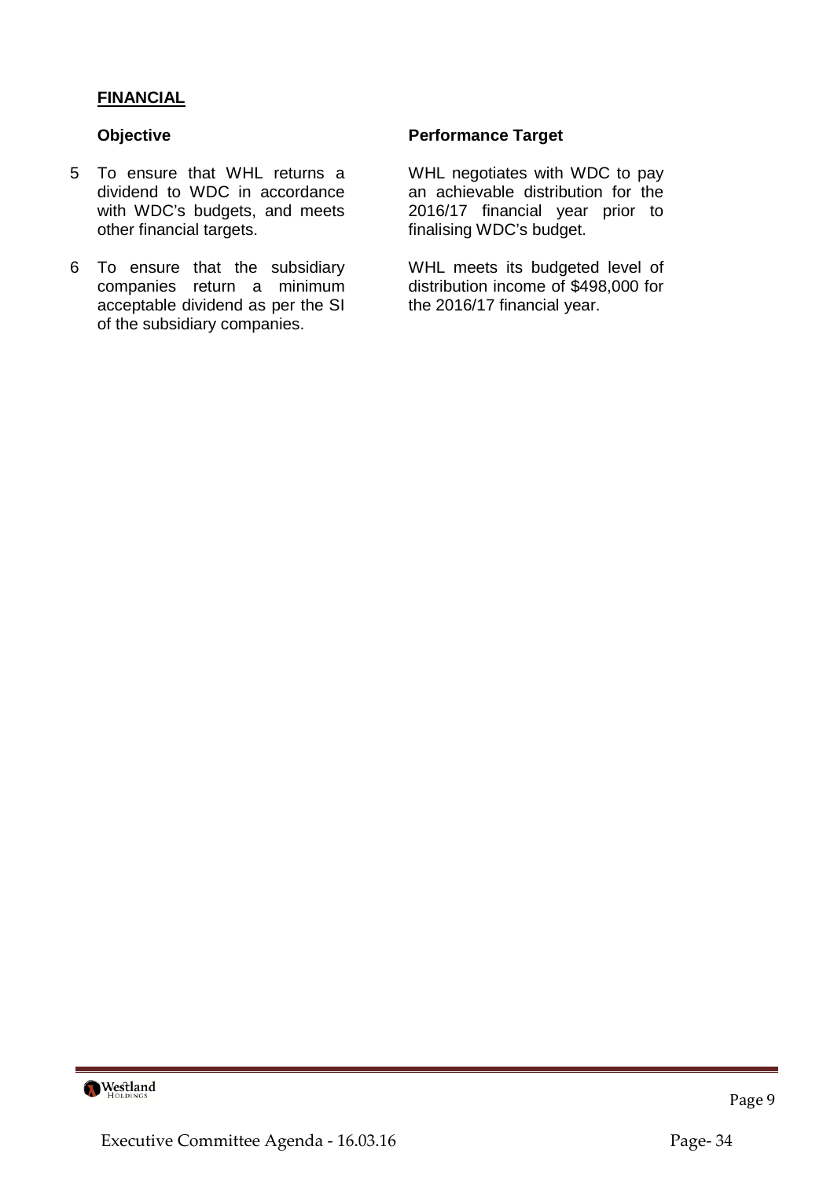**FINANCIAL**

| | Objective | Performance Target |
|---|---|---|
| 5 | To ensure that WHL returns a dividend to WDC in accordance with WDC's budgets, and meets other financial targets. | WHL negotiates with WDC to pay an achievable distribution for the 2016/17 financial year prior to finalising WDC's budget. |
| 6 | To ensure that the subsidiary companies return a minimum acceptable dividend as per the SI of the subsidiary companies. | WHL meets its budgeted level of distribution income of $498,000 for the 2016/17 financial year. |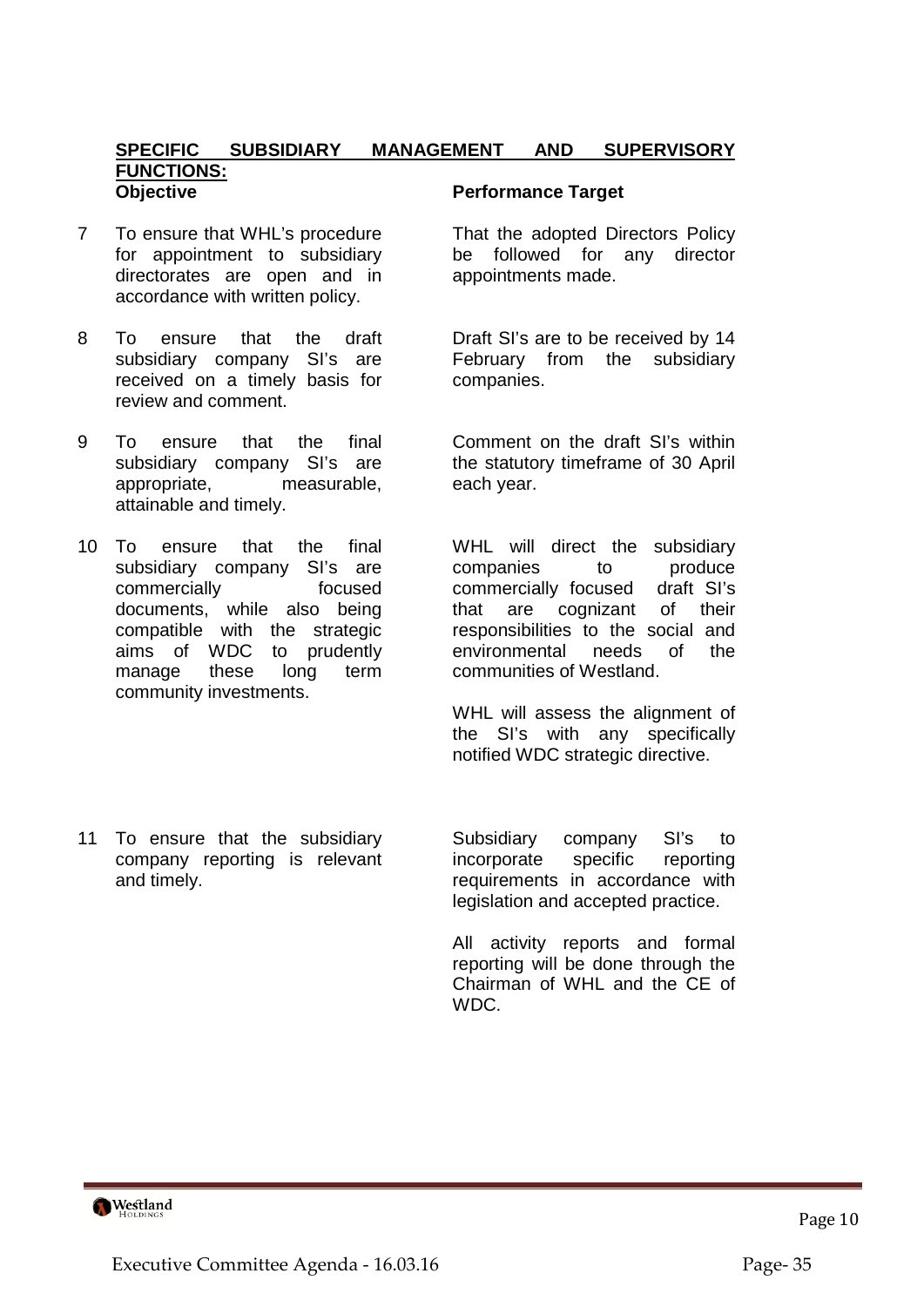**SPECIFIC SUBSIDIARY MANAGEMENT AND SUPERVISORY FUNCTIONS:**

| | Objective | Performance Target |
|---|---|---|
| 7 | To ensure that WHL's procedure for appointment to subsidiary directorates are open and in accordance with written policy. | That the adopted Directors Policy be followed for any director appointments made. |
| 8 | To ensure that the draft subsidiary company SI's are received on a timely basis for review and comment. | Draft SI's are to be received by 14 February from the subsidiary companies. |
| 9 | To ensure that the final subsidiary company SI's are appropriate, measurable, attainable and timely. | Comment on the draft SI's within the statutory timeframe of 30 April each year. |
| 10 | To ensure that the final subsidiary company SI's are commercially focused documents, while also being compatible with the strategic aims of WDC to prudently manage these long term community investments. | WHL will direct the subsidiary companies to produce commercially focused draft SI's that are cognizant of their responsibilities to the social and environmental needs of the communities of Westland.<br><br>WHL will assess the alignment of the SI's with any specifically notified WDC strategic directive. |
| 11 | To ensure that the subsidiary company reporting is relevant and timely. | Subsidiary company SI's to incorporate specific reporting requirements in accordance with legislation and accepted practice.<br><br>All activity reports and formal reporting will be done through the Chairman of WHL and the CE of WDC. |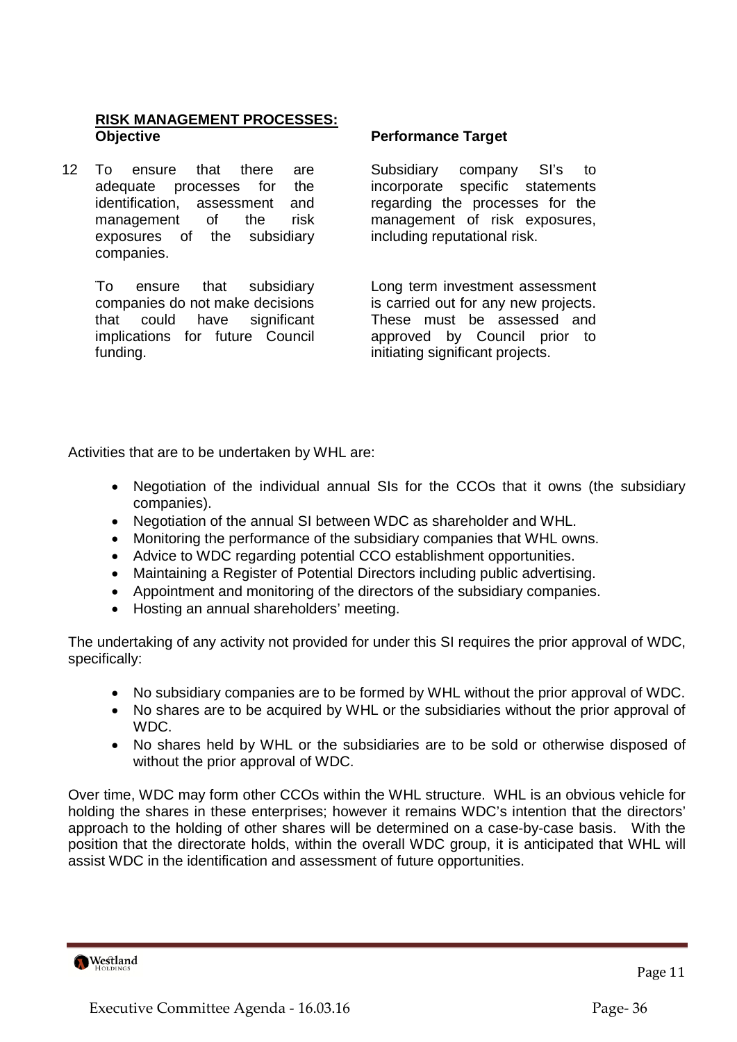**RISK MANAGEMENT PROCESSES:**

| | Objective | Performance Target |
|---|---|---|
| 12 | To ensure that there are adequate processes for the identification, assessment and management of the risk exposures of the subsidiary companies. | Subsidiary company SI's to incorporate specific statements regarding the processes for the management of risk exposures, including reputational risk. |
| | To ensure that subsidiary companies do not make decisions that could have significant implications for future Council funding. | Long term investment assessment is carried out for any new projects. These must be assessed and approved by Council prior to initiating significant projects. |

Activities that are to be undertaken by WHL are:

- Negotiation of the individual annual SIs for the CCOs that it owns (the subsidiary companies).
- Negotiation of the annual SI between WDC as shareholder and WHL.
- Monitoring the performance of the subsidiary companies that WHL owns.
- Advice to WDC regarding potential CCO establishment opportunities.
- Maintaining a Register of Potential Directors including public advertising.
- Appointment and monitoring of the directors of the subsidiary companies.
- Hosting an annual shareholders' meeting.

The undertaking of any activity not provided for under this SI requires the prior approval of WDC, specifically:

- No subsidiary companies are to be formed by WHL without the prior approval of WDC.
- No shares are to be acquired by WHL or the subsidiaries without the prior approval of WDC.
- No shares held by WHL or the subsidiaries are to be sold or otherwise disposed of without the prior approval of WDC.

Over time, WDC may form other CCOs within the WHL structure. WHL is an obvious vehicle for holding the shares in these enterprises; however it remains WDC's intention that the directors' approach to the holding of other shares will be determined on a case-by-case basis. With the position that the directorate holds, within the overall WDC group, it is anticipated that WHL will assist WDC in the identification and assessment of future opportunities.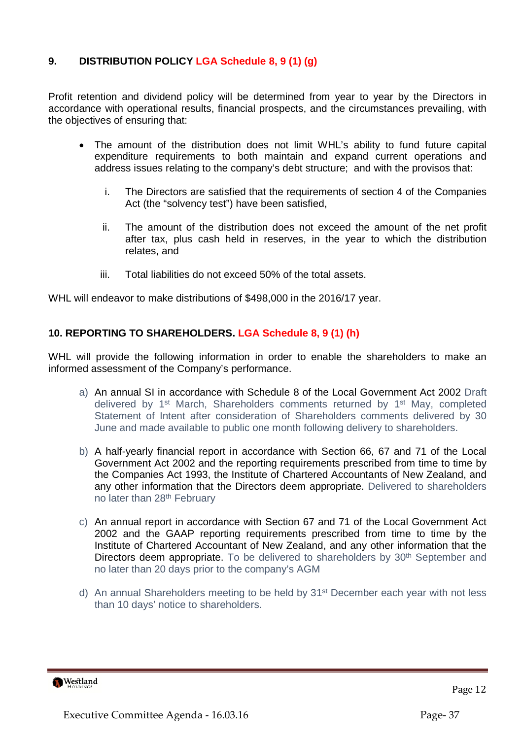## 9. DISTRIBUTION POLICY LGA Schedule 8, 9 (1) (g)

Profit retention and dividend policy will be determined from year to year by the Directors in accordance with operational results, financial prospects, and the circumstances prevailing, with the objectives of ensuring that:

- The amount of the distribution does not limit WHL's ability to fund future capital expenditure requirements to both maintain and expand current operations and address issues relating to the company's debt structure; and with the provisos that:

    i. The Directors are satisfied that the requirements of section 4 of the Companies Act (the "solvency test") have been satisfied,

    ii. The amount of the distribution does not exceed the amount of the net profit after tax, plus cash held in reserves, in the year to which the distribution relates, and

    iii. Total liabilities do not exceed 50% of the total assets.

WHL will endeavor to make distributions of $498,000 in the 2016/17 year.

## 10. REPORTING TO SHAREHOLDERS. LGA Schedule 8, 9 (1) (h)

WHL will provide the following information in order to enable the shareholders to make an informed assessment of the Company's performance.

a) An annual SI in accordance with Schedule 8 of the Local Government Act 2002 Draft delivered by 1st March, Shareholders comments returned by 1st May, completed Statement of Intent after consideration of Shareholders comments delivered by 30 June and made available to public one month following delivery to shareholders.

b) A half-yearly financial report in accordance with Section 66, 67 and 71 of the Local Government Act 2002 and the reporting requirements prescribed from time to time by the Companies Act 1993, the Institute of Chartered Accountants of New Zealand, and any other information that the Directors deem appropriate. Delivered to shareholders no later than 28th February

c) An annual report in accordance with Section 67 and 71 of the Local Government Act 2002 and the GAAP reporting requirements prescribed from time to time by the Institute of Chartered Accountant of New Zealand, and any other information that the Directors deem appropriate. To be delivered to shareholders by 30th September and no later than 20 days prior to the company's AGM

d) An annual Shareholders meeting to be held by 31st December each year with not less than 10 days' notice to shareholders.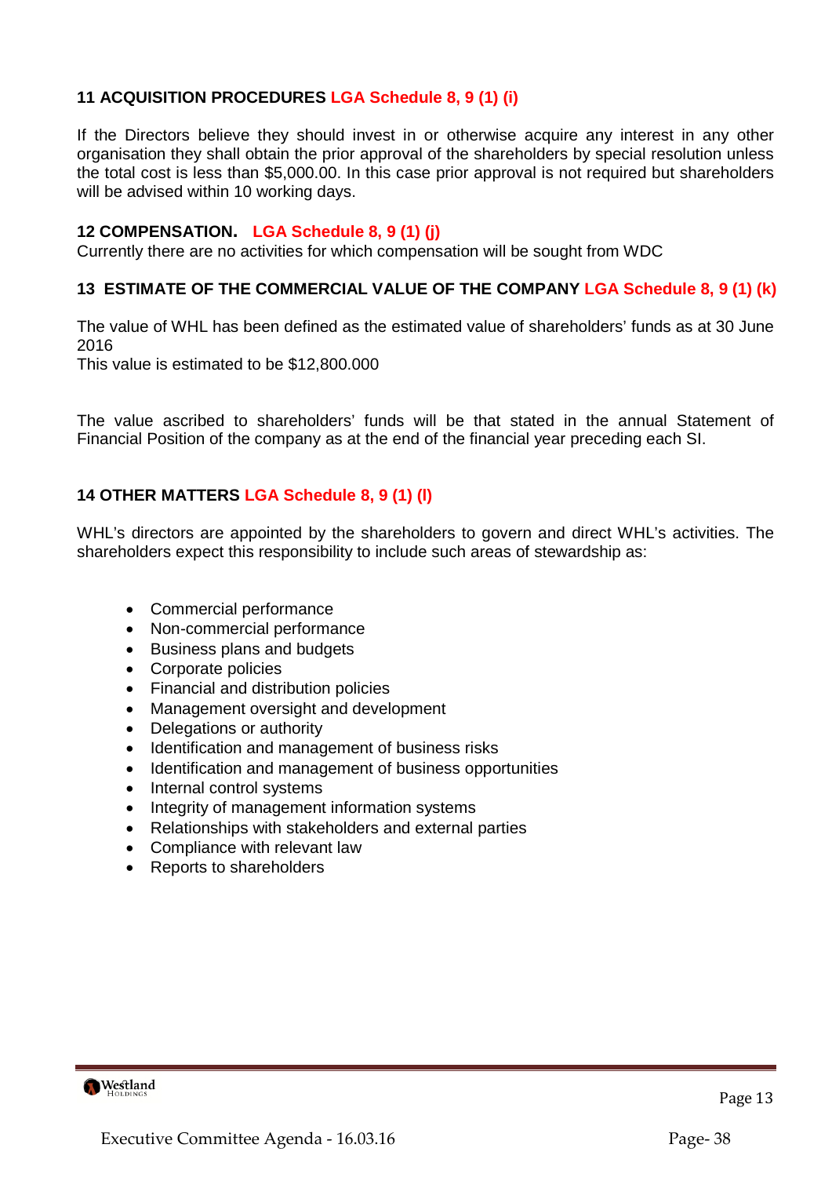## 11 ACQUISITION PROCEDURES LGA Schedule 8, 9 (1) (i)

If the Directors believe they should invest in or otherwise acquire any interest in any other organisation they shall obtain the prior approval of the shareholders by special resolution unless the total cost is less than $5,000.00. In this case prior approval is not required but shareholders will be advised within 10 working days.

## 12 COMPENSATION. LGA Schedule 8, 9 (1) (j)

Currently there are no activities for which compensation will be sought from WDC

## 13 ESTIMATE OF THE COMMERCIAL VALUE OF THE COMPANY LGA Schedule 8, 9 (1) (k)

The value of WHL has been defined as the estimated value of shareholders' funds as at 30 June 2016

This value is estimated to be $12,800.000

The value ascribed to shareholders' funds will be that stated in the annual Statement of Financial Position of the company as at the end of the financial year preceding each SI.

## 14 OTHER MATTERS LGA Schedule 8, 9 (1) (l)

WHL's directors are appointed by the shareholders to govern and direct WHL's activities. The shareholders expect this responsibility to include such areas of stewardship as:

- Commercial performance
- Non-commercial performance
- Business plans and budgets
- Corporate policies
- Financial and distribution policies
- Management oversight and development
- Delegations or authority
- Identification and management of business risks
- Identification and management of business opportunities
- Internal control systems
- Integrity of management information systems
- Relationships with stakeholders and external parties
- Compliance with relevant law
- Reports to shareholders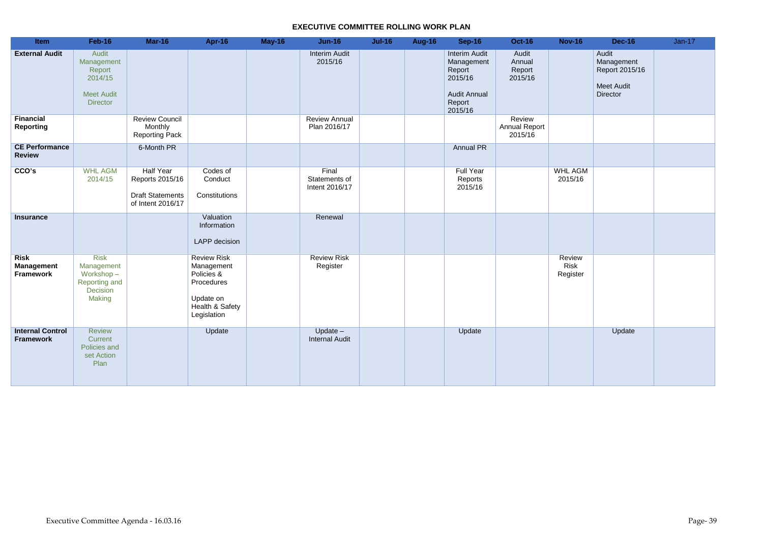# EXECUTIVE COMMITTEE ROLLING WORK PLAN

| Item | Feb-16 | Mar-16 | Apr-16 | May-16 | Jun-16 | Jul-16 | Aug-16 | Sep-16 | Oct-16 | Nov-16 | Dec-16 | Jan-17 |
|---|---|---|---|---|---|---|---|---|---|---|---|---|
| **External Audit** | Audit Management Report 2014/15<br><br>Meet Audit Director | | | | Interim Audit 2015/16 | | | Interim Audit Management Report 2015/16<br><br>Audit Annual Report 2015/16 | Audit Annual Report 2015/16 | | Audit Management Report 2015/16<br><br>Meet Audit Director | |
| **Financial Reporting** | | Review Council Monthly Reporting Pack | | | Review Annual Plan 2016/17 | | | | Review Annual Report 2015/16 | | | |
| **CE Performance Review** | | 6-Month PR | | | | | | Annual PR | | | | |
| **CCO's** | WHL AGM 2014/15 | Half Year Reports 2015/16<br><br>Draft Statements of Intent 2016/17 | Codes of Conduct<br><br>Constitutions | | Final Statements of Intent 2016/17 | | | Full Year Reports 2015/16 | | WHL AGM 2015/16 | | |
| **Insurance** | | | Valuation Information<br><br>LAPP decision | | Renewal | | | | | | | |
| **Risk Management Framework** | Risk Management Workshop – Reporting and Decision Making | | Review Risk Management Policies & Procedures<br><br>Update on Health & Safety Legislation | | Review Risk Register | | | | | Review Risk Register | | |
| **Internal Control Framework** | Review Current Policies and set Action Plan | | Update | | Update – Internal Audit | | | Update | | | Update | |

Executive Committee Agenda - 16.03.16